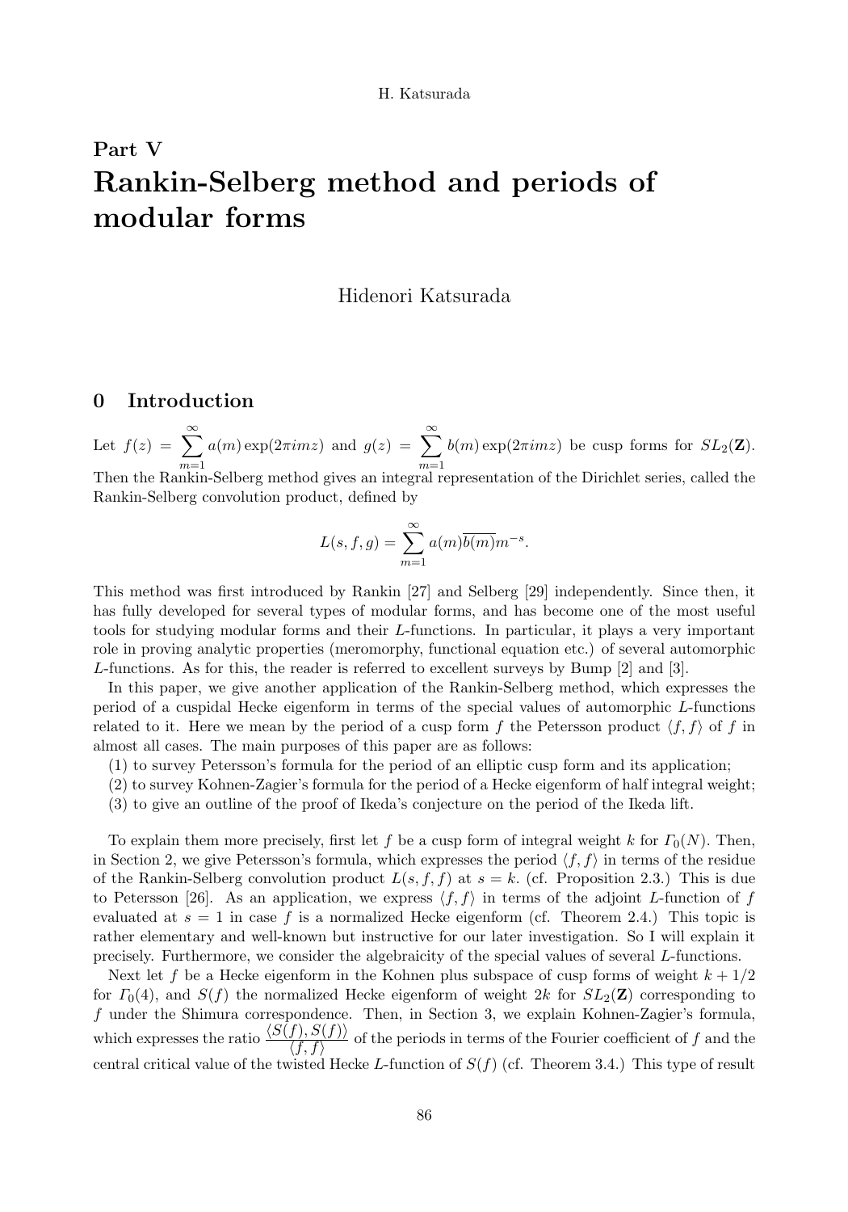# Part V

# Rankin-Selberg method and periods of modular forms

Hidenori Katsurada

## 0 Introduction

Let $f(z) = \sum_{m=1}^{\infty} a(m)\exp(2\pi imz)$ and $g(z) = \sum_{m=1}^{\infty} b(m)\exp(2\pi imz)$ be cusp forms for $SL_2(\mathbf{Z})$. Then the Rankin-Selberg method gives an integral representation of the Dirichlet series, called the Rankin-Selberg convolution product, defined by

$$L(s, f, g) = \sum_{m=1}^{\infty} a(m)\overline{b(m)}m^{-s}.$$

This method was first introduced by Rankin [27] and Selberg [29] independently. Since then, it has fully developed for several types of modular forms, and has become one of the most useful tools for studying modular forms and their $L$-functions. In particular, it plays a very important role in proving analytic properties (meromorphy, functional equation etc.) of several automorphic $L$-functions. As for this, the reader is referred to excellent surveys by Bump [2] and [3].

In this paper, we give another application of the Rankin-Selberg method, which expresses the period of a cuspidal Hecke eigenform in terms of the special values of automorphic $L$-functions related to it. Here we mean by the period of a cusp form $f$ the Petersson product $\langle f, f\rangle$ of $f$ in almost all cases. The main purposes of this paper are as follows:

(1) to survey Petersson's formula for the period of an elliptic cusp form and its application;
(2) to survey Kohnen-Zagier's formula for the period of a Hecke eigenform of half integral weight;
(3) to give an outline of the proof of Ikeda's conjecture on the period of the Ikeda lift.

To explain them more precisely, first let $f$ be a cusp form of integral weight $k$ for $\Gamma_0(N)$. Then, in Section 2, we give Petersson's formula, which expresses the period $\langle f, f\rangle$ in terms of the residue of the Rankin-Selberg convolution product $L(s, f, f)$ at $s = k$. (cf. Proposition 2.3.) This is due to Petersson [26]. As an application, we express $\langle f, f\rangle$ in terms of the adjoint $L$-function of $f$ evaluated at $s = 1$ in case $f$ is a normalized Hecke eigenform (cf. Theorem 2.4.) This topic is rather elementary and well-known but instructive for our later investigation. So I will explain it precisely. Furthermore, we consider the algebraicity of the special values of several $L$-functions.

Next let $f$ be a Hecke eigenform in the Kohnen plus subspace of cusp forms of weight $k + 1/2$ for $\Gamma_0(4)$, and $S(f)$ the normalized Hecke eigenform of weight $2k$ for $SL_2(\mathbf{Z})$ corresponding to $f$ under the Shimura correspondence. Then, in Section 3, we explain Kohnen-Zagier's formula, which expresses the ratio $\dfrac{\langle S(f), S(f)\rangle}{\langle f, f\rangle}$ of the periods in terms of the Fourier coefficient of $f$ and the central critical value of the twisted Hecke $L$-function of $S(f)$ (cf. Theorem 3.4.) This type of result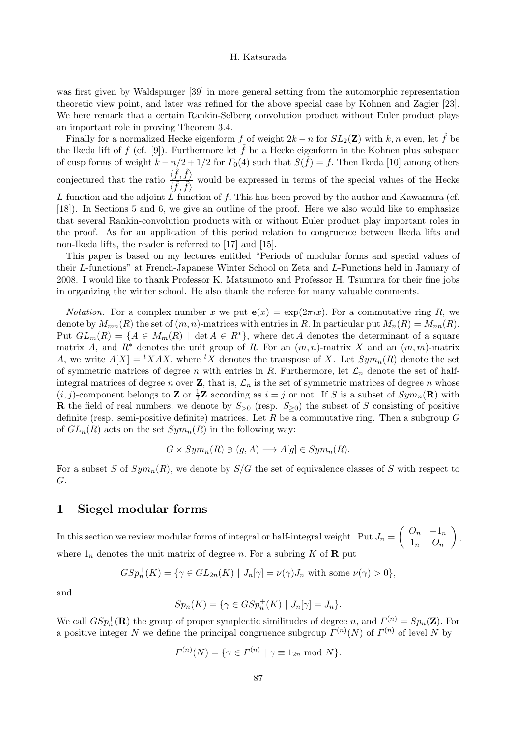was first given by Waldspurger [39] in more general setting from the automorphic representation theoretic view point, and later was refined for the above special case by Kohnen and Zagier [23]. We here remark that a certain Rankin-Selberg convolution product without Euler product plays an important role in proving Theorem 3.4.

Finally for a normalized Hecke eigenform $f$ of weight $2k-n$ for $SL_2(\mathbf{Z})$ with $k,n$ even, let $\hat{f}$ be the Ikeda lift of $f$ (cf. [9]). Furthermore let $\tilde{f}$ be a Hecke eigenform in the Kohnen plus subspace of cusp forms of weight $k-n/2+1/2$ for $\Gamma_0(4)$ such that $S(\tilde{f})=f$. Then Ikeda [10] among others conjectured that the ratio $\dfrac{\langle \hat{f},\hat{f}\rangle}{\langle \tilde{f},\tilde{f}\rangle}$ would be expressed in terms of the special values of the Hecke $L$-function and the adjoint $L$-function of $f$. This has been proved by the author and Kawamura (cf. [18]). In Sections 5 and 6, we give an outline of the proof. Here we also would like to emphasize that several Rankin-convolution products with or without Euler product play important roles in the proof. As for an application of this period relation to congruence between Ikeda lifts and non-Ikeda lifts, the reader is referred to [17] and [15].

This paper is based on my lectures entitled "Periods of modular forms and special values of their $L$-functions" at French-Japanese Winter School on Zeta and $L$-Functions held in January of 2008. I would like to thank Professor K. Matsumoto and Professor H. Tsumura for their fine jobs in organizing the winter school. He also thank the referee for many valuable comments.

*Notation.* For a complex number $x$ we put $\mathbf{e}(x)=\exp(2\pi i x)$. For a commutative ring $R$, we denote by $M_{mn}(R)$ the set of $(m,n)$-matrices with entries in $R$. In particular put $M_n(R)=M_{nn}(R)$. Put $GL_m(R)=\{A\in M_m(R) \mid \det A\in R^*\}$, where $\det A$ denotes the determinant of a square matrix $A$, and $R^*$ denotes the unit group of $R$. For an $(m,n)$-matrix $X$ and an $(m,m)$-matrix $A$, we write $A[X]={}^tXAX$, where ${}^tX$ denotes the transpose of $X$. Let $Sym_n(R)$ denote the set of symmetric matrices of degree $n$ with entries in $R$. Furthermore, let $\mathcal{L}_n$ denote the set of half-integral matrices of degree $n$ over $\mathbf{Z}$, that is, $\mathcal{L}_n$ is the set of symmetric matrices of degree $n$ whose $(i,j)$-component belongs to $\mathbf{Z}$ or $\frac{1}{2}\mathbf{Z}$ according as $i=j$ or not. If $S$ is a subset of $Sym_n(\mathbf{R})$ with $\mathbf{R}$ the field of real numbers, we denote by $S_{>0}$ (resp. $S_{\geq 0}$) the subset of $S$ consisting of positive definite (resp. semi-positive definite) matrices. Let $R$ be a commutative ring. Then a subgroup $G$ of $GL_n(R)$ acts on the set $Sym_n(R)$ in the following way:

$$G\times Sym_n(R)\ni (g,A)\longrightarrow A[g]\in Sym_n(R).$$

For a subset $S$ of $Sym_n(R)$, we denote by $S/G$ the set of equivalence classes of $S$ with respect to $G$.

## 1 Siegel modular forms

In this section we review modular forms of integral or half-integral weight. Put $J_n=\begin{pmatrix} O_n & -1_n \\ 1_n & O_n\end{pmatrix}$, where $1_n$ denotes the unit matrix of degree $n$. For a subring $K$ of $\mathbf{R}$ put

$$GSp_n^+(K)=\{\gamma\in GL_{2n}(K)\mid J_n[\gamma]=\nu(\gamma)J_n \text{ with some } \nu(\gamma)>0\},$$

and

$$Sp_n(K)=\{\gamma\in GSp_n^+(K)\mid J_n[\gamma]=J_n\}.$$

We call $GSp_n^+(\mathbf{R})$ the group of proper symplectic similitudes of degree $n$, and $\Gamma^{(n)}=Sp_n(\mathbf{Z})$. For a positive integer $N$ we define the principal congruence subgroup $\Gamma^{(n)}(N)$ of $\Gamma^{(n)}$ of level $N$ by

$$\Gamma^{(n)}(N)=\{\gamma\in\Gamma^{(n)}\mid \gamma\equiv 1_{2n} \bmod N\}.$$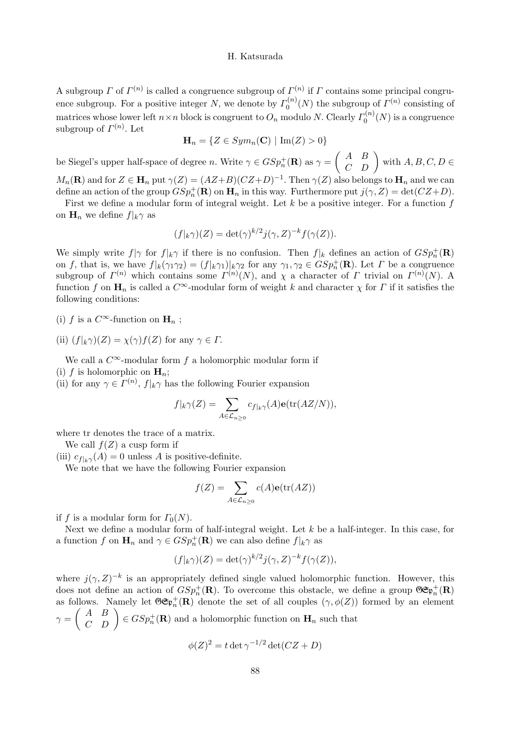A subgroup $\Gamma$ of $\Gamma^{(n)}$ is called a congruence subgroup of $\Gamma^{(n)}$ if $\Gamma$ contains some principal congruence subgroup. For a positive integer $N$, we denote by $\Gamma_0^{(n)}(N)$ the subgroup of $\Gamma^{(n)}$ consisting of matrices whose lower left $n \times n$ block is congruent to $O_n$ modulo $N$. Clearly $\Gamma_0^{(n)}(N)$ is a congruence subgroup of $\Gamma^{(n)}$. Let

$$\mathbf{H}_n = \{Z \in Sym_n(\mathbf{C}) \mid \mathrm{Im}(Z) > 0\}$$

be Siegel's upper half-space of degree $n$. Write $\gamma \in GSp_n^+(\mathbf{R})$ as $\gamma = \begin{pmatrix} A & B \\ C & D \end{pmatrix}$ with $A, B, C, D \in M_n(\mathbf{R})$ and for $Z \in \mathbf{H}_n$ put $\gamma(Z) = (AZ+B)(CZ+D)^{-1}$. Then $\gamma(Z)$ also belongs to $\mathbf{H}_n$ and we can define an action of the group $GSp_n^+(\mathbf{R})$ on $\mathbf{H}_n$ in this way. Furthermore put $j(\gamma, Z) = \det(CZ+D)$.

First we define a modular form of integral weight. Let $k$ be a positive integer. For a function $f$ on $\mathbf{H}_n$ we define $f|_k\gamma$ as

$$(f|_k\gamma)(Z) = \det(\gamma)^{k/2} j(\gamma, Z)^{-k} f(\gamma(Z)).$$

We simply write $f|\gamma$ for $f|_k\gamma$ if there is no confusion. Then $f|_k$ defines an action of $GSp_n^+(\mathbf{R})$ on $f$, that is, we have $f|_k(\gamma_1\gamma_2) = (f|_k\gamma_1)|_k\gamma_2$ for any $\gamma_1, \gamma_2 \in GSp_n^+(\mathbf{R})$. Let $\Gamma$ be a congruence subgroup of $\Gamma^{(n)}$ which contains some $\Gamma^{(n)}(N)$, and $\chi$ a character of $\Gamma$ trivial on $\Gamma^{(n)}(N)$. A function $f$ on $\mathbf{H}_n$ is called a $C^\infty$-modular form of weight $k$ and character $\chi$ for $\Gamma$ if it satisfies the following conditions:

(i) $f$ is a $C^\infty$-function on $\mathbf{H}_n$ ;

(ii) $(f|_k\gamma)(Z) = \chi(\gamma)f(Z)$ for any $\gamma \in \Gamma$.

We call a $C^\infty$-modular form $f$ a holomorphic modular form if
(i) $f$ is holomorphic on $\mathbf{H}_n$;
(ii) for any $\gamma \in \Gamma^{(n)}$, $f|_k\gamma$ has the following Fourier expansion

$$f|_k\gamma(Z) = \sum_{A \in \mathcal{L}_{n \geq 0}} c_{f|_k\gamma}(A)\mathbf{e}(\mathrm{tr}(AZ/N)),$$

where tr denotes the trace of a matrix.

We call $f(Z)$ a cusp form if
(iii) $c_{f|_k\gamma}(A) = 0$ unless $A$ is positive-definite.

We note that we have the following Fourier expansion

$$f(Z) = \sum_{A \in \mathcal{L}_{n \geq 0}} c(A)\mathbf{e}(\mathrm{tr}(AZ))$$

if $f$ is a modular form for $\Gamma_0(N)$.

Next we define a modular form of half-integral weight. Let $k$ be a half-integer. In this case, for a function $f$ on $\mathbf{H}_n$ and $\gamma \in GSp_n^+(\mathbf{R})$ we can also define $f|_k\gamma$ as

$$(f|_k\gamma)(Z) = \det(\gamma)^{k/2} j(\gamma, Z)^{-k} f(\gamma(Z)),$$

where $j(\gamma, Z)^{-k}$ is an appropriately defined single valued holomorphic function. However, this does not define an action of $GSp_n^+(\mathbf{R})$. To overcome this obstacle, we define a group $\mathfrak{GSp}_n^+(\mathbf{R})$ as follows. Namely let $\mathfrak{GSp}_n^+(\mathbf{R})$ denote the set of all couples $(\gamma, \phi(Z))$ formed by an element $\gamma = \begin{pmatrix} A & B \\ C & D \end{pmatrix} \in GSp_n^+(\mathbf{R})$ and a holomorphic function on $\mathbf{H}_n$ such that

$$\phi(Z)^2 = t \det\gamma^{-1/2} \det(CZ+D)$$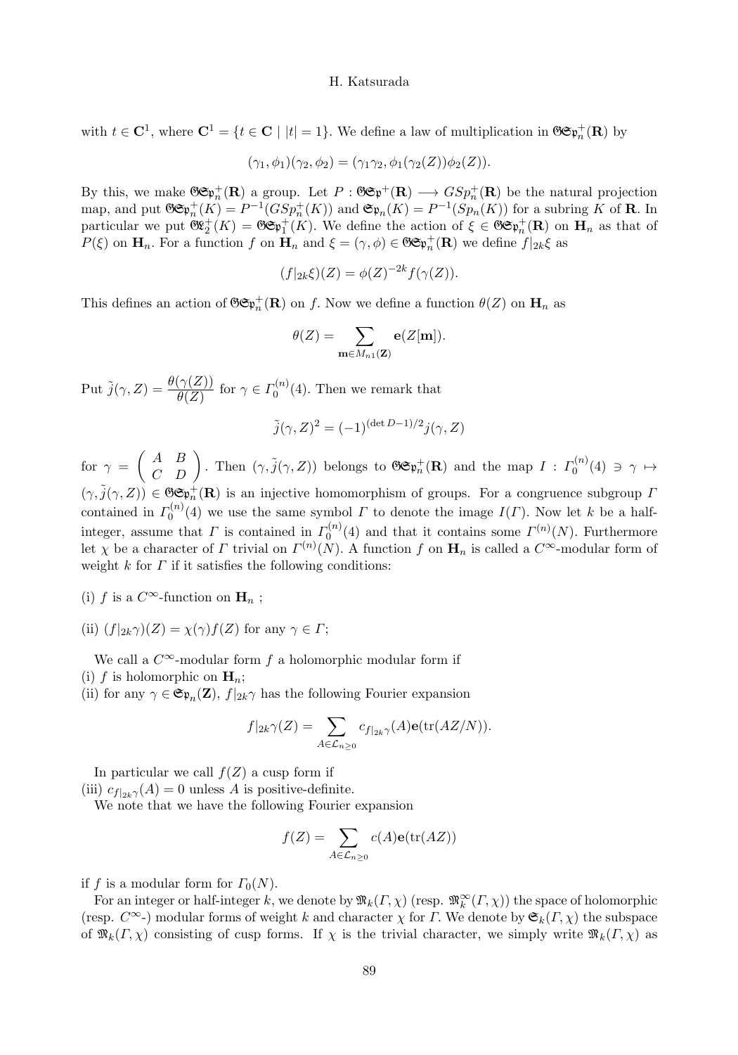with $t \in \mathbf{C}^1$, where $\mathbf{C}^1 = \{t \in \mathbf{C} \mid |t| = 1\}$. We define a law of multiplication in $\mathfrak{GSp}_n^+(\mathbf{R})$ by

$$(\gamma_1, \phi_1)(\gamma_2, \phi_2) = (\gamma_1\gamma_2, \phi_1(\gamma_2(Z))\phi_2(Z)).$$

By this, we make $\mathfrak{GSp}_n^+(\mathbf{R})$ a group. Let $P : \mathfrak{GSp}^+(\mathbf{R}) \longrightarrow GSp_n^+(\mathbf{R})$ be the natural projection map, and put $\mathfrak{GSp}_n^+(K) = P^{-1}(GSp_n^+(K))$ and $\mathfrak{Sp}_n(K) = P^{-1}(Sp_n(K))$ for a subring $K$ of $\mathbf{R}$. In particular we put $\mathfrak{GL}_2^+(K) = \mathfrak{GSp}_1^+(K)$. We define the action of $\xi \in \mathfrak{GSp}_n^+(\mathbf{R})$ on $\mathbf{H}_n$ as that of $P(\xi)$ on $\mathbf{H}_n$. For a function $f$ on $\mathbf{H}_n$ and $\xi = (\gamma, \phi) \in \mathfrak{GSp}_n^+(\mathbf{R})$ we define $f|_{2k}\xi$ as

$$(f|_{2k}\xi)(Z) = \phi(Z)^{-2k} f(\gamma(Z)).$$

This defines an action of $\mathfrak{GSp}_n^+(\mathbf{R})$ on $f$. Now we define a function $\theta(Z)$ on $\mathbf{H}_n$ as

$$\theta(Z) = \sum_{\mathbf{m} \in M_{n1}(\mathbf{Z})} \mathbf{e}(Z[\mathbf{m}]).$$

Put $\tilde{j}(\gamma, Z) = \dfrac{\theta(\gamma(Z))}{\theta(Z)}$ for $\gamma \in \Gamma_0^{(n)}(4)$. Then we remark that

$$\tilde{j}(\gamma, Z)^2 = (-1)^{(\det D - 1)/2} j(\gamma, Z)$$

for $\gamma = \begin{pmatrix} A & B \\ C & D \end{pmatrix}$. Then $(\gamma, \tilde{j}(\gamma, Z))$ belongs to $\mathfrak{GSp}_n^+(\mathbf{R})$ and the map $I : \Gamma_0^{(n)}(4) \ni \gamma \mapsto (\gamma, \tilde{j}(\gamma, Z)) \in \mathfrak{GSp}_n^+(\mathbf{R})$ is an injective homomorphism of groups. For a congruence subgroup $\Gamma$ contained in $\Gamma_0^{(n)}(4)$ we use the same symbol $\Gamma$ to denote the image $I(\Gamma)$. Now let $k$ be a half-integer, assume that $\Gamma$ is contained in $\Gamma_0^{(n)}(4)$ and that it contains some $\Gamma^{(n)}(N)$. Furthermore let $\chi$ be a character of $\Gamma$ trivial on $\Gamma^{(n)}(N)$. A function $f$ on $\mathbf{H}_n$ is called a $C^\infty$-modular form of weight $k$ for $\Gamma$ if it satisfies the following conditions:

(i) $f$ is a $C^\infty$-function on $\mathbf{H}_n$ ;

(ii) $(f|_{2k}\gamma)(Z) = \chi(\gamma)f(Z)$ for any $\gamma \in \Gamma$;

We call a $C^\infty$-modular form $f$ a holomorphic modular form if
(i) $f$ is holomorphic on $\mathbf{H}_n$;
(ii) for any $\gamma \in \mathfrak{Sp}_n(\mathbf{Z})$, $f|_{2k}\gamma$ has the following Fourier expansion

$$f|_{2k}\gamma(Z) = \sum_{A \in \mathcal{L}_{n \geq 0}} c_{f|_{2k}\gamma}(A)\mathbf{e}(\mathrm{tr}(AZ/N)).$$

In particular we call $f(Z)$ a cusp form if
(iii) $c_{f|_{2k}\gamma}(A) = 0$ unless $A$ is positive-definite.

We note that we have the following Fourier expansion

$$f(Z) = \sum_{A \in \mathcal{L}_{n \geq 0}} c(A)\mathbf{e}(\mathrm{tr}(AZ))$$

if $f$ is a modular form for $\Gamma_0(N)$.

For an integer or half-integer $k$, we denote by $\mathfrak{M}_k(\Gamma, \chi)$ (resp. $\mathfrak{M}_k^\infty(\Gamma, \chi)$) the space of holomorphic (resp. $C^\infty$-) modular forms of weight $k$ and character $\chi$ for $\Gamma$. We denote by $\mathfrak{S}_k(\Gamma, \chi)$ the subspace of $\mathfrak{M}_k(\Gamma, \chi)$ consisting of cusp forms. If $\chi$ is the trivial character, we simply write $\mathfrak{M}_k(\Gamma, \chi)$ as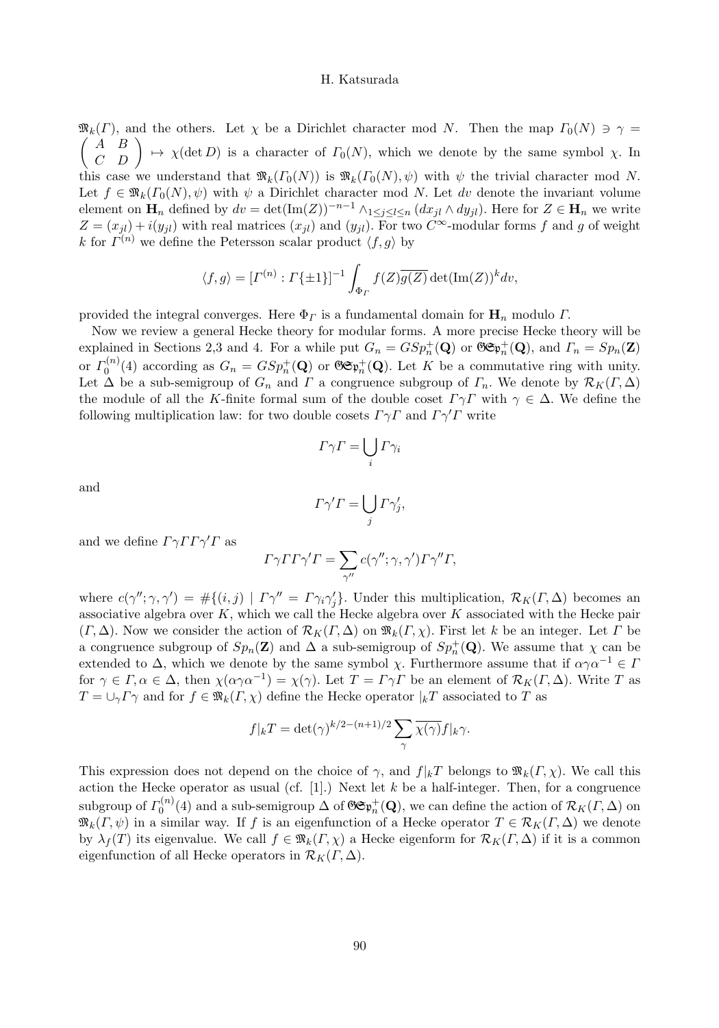$\mathfrak{M}_k(\Gamma)$, and the others. Let $\chi$ be a Dirichlet character mod $N$. Then the map $\Gamma_0(N) \ni \gamma = \begin{pmatrix} A & B \\ C & D \end{pmatrix} \mapsto \chi(\det D)$ is a character of $\Gamma_0(N)$, which we denote by the same symbol $\chi$. In this case we understand that $\mathfrak{M}_k(\Gamma_0(N))$ is $\mathfrak{M}_k(\Gamma_0(N), \psi)$ with $\psi$ the trivial character mod $N$. Let $f \in \mathfrak{M}_k(\Gamma_0(N), \psi)$ with $\psi$ a Dirichlet character mod $N$. Let $dv$ denote the invariant volume element on $\mathbf{H}_n$ defined by $dv = \det(\mathrm{Im}(Z))^{-n-1} \wedge_{1 \le j \le l \le n} (dx_{jl} \wedge dy_{jl})$. Here for $Z \in \mathbf{H}_n$ we write $Z = (x_{jl}) + i(y_{jl})$ with real matrices $(x_{jl})$ and $(y_{jl})$. For two $C^\infty$-modular forms $f$ and $g$ of weight $k$ for $\Gamma^{(n)}$ we define the Petersson scalar product $\langle f, g \rangle$ by

$$\langle f, g \rangle = [\Gamma^{(n)} : \Gamma\{\pm 1\}]^{-1} \int_{\Phi_\Gamma} f(Z)\overline{g(Z)} \det(\mathrm{Im}(Z))^k dv,$$

provided the integral converges. Here $\Phi_\Gamma$ is a fundamental domain for $\mathbf{H}_n$ modulo $\Gamma$.

Now we review a general Hecke theory for modular forms. A more precise Hecke theory will be explained in Sections 2,3 and 4. For a while put $G_n = GSp_n^+(\mathbf{Q})$ or $\mathfrak{GSp}_n^+(\mathbf{Q})$, and $\Gamma_n = Sp_n(\mathbf{Z})$ or $\Gamma_0^{(n)}(4)$ according as $G_n = GSp_n^+(\mathbf{Q})$ or $\mathfrak{GSp}_n^+(\mathbf{Q})$. Let $K$ be a commutative ring with unity. Let $\Delta$ be a sub-semigroup of $G_n$ and $\Gamma$ a congruence subgroup of $\Gamma_n$. We denote by $\mathcal{R}_K(\Gamma, \Delta)$ the module of all the $K$-finite formal sum of the double coset $\Gamma\gamma\Gamma$ with $\gamma \in \Delta$. We define the following multiplication law: for two double cosets $\Gamma\gamma\Gamma$ and $\Gamma\gamma'\Gamma$ write

$$\Gamma\gamma\Gamma = \bigcup_i \Gamma\gamma_i$$

and

$$\Gamma\gamma'\Gamma = \bigcup_j \Gamma\gamma'_j,$$

and we define $\Gamma\gamma\Gamma\Gamma\gamma'\Gamma$ as

$$\Gamma\gamma\Gamma\Gamma\gamma'\Gamma = \sum_{\gamma''} c(\gamma''; \gamma, \gamma')\Gamma\gamma''\Gamma,$$

where $c(\gamma''; \gamma, \gamma') = \#\{(i,j) \mid \Gamma\gamma'' = \Gamma\gamma_i\gamma'_j\}$. Under this multiplication, $\mathcal{R}_K(\Gamma, \Delta)$ becomes an associative algebra over $K$, which we call the Hecke algebra over $K$ associated with the Hecke pair $(\Gamma, \Delta)$. Now we consider the action of $\mathcal{R}_K(\Gamma, \Delta)$ on $\mathfrak{M}_k(\Gamma, \chi)$. First let $k$ be an integer. Let $\Gamma$ be a congruence subgroup of $Sp_n(\mathbf{Z})$ and $\Delta$ a sub-semigroup of $Sp_n^+(\mathbf{Q})$. We assume that $\chi$ can be extended to $\Delta$, which we denote by the same symbol $\chi$. Furthermore assume that if $\alpha\gamma\alpha^{-1} \in \Gamma$ for $\gamma \in \Gamma, \alpha \in \Delta$, then $\chi(\alpha\gamma\alpha^{-1}) = \chi(\gamma)$. Let $T = \Gamma\gamma\Gamma$ be an element of $\mathcal{R}_K(\Gamma, \Delta)$. Write $T$ as $T = \cup_\gamma \Gamma\gamma$ and for $f \in \mathfrak{M}_k(\Gamma, \chi)$ define the Hecke operator $|_k T$ associated to $T$ as

$$f|_k T = \det(\gamma)^{k/2-(n+1)/2} \sum_\gamma \overline{\chi(\gamma)} f|_k \gamma.$$

This expression does not depend on the choice of $\gamma$, and $f|_k T$ belongs to $\mathfrak{M}_k(\Gamma, \chi)$. We call this action the Hecke operator as usual (cf. [1].) Next let $k$ be a half-integer. Then, for a congruence subgroup of $\Gamma_0^{(n)}(4)$ and a sub-semigroup $\Delta$ of $\mathfrak{GSp}_n^+(\mathbf{Q})$, we can define the action of $\mathcal{R}_K(\Gamma, \Delta)$ on $\mathfrak{M}_k(\Gamma, \psi)$ in a similar way. If $f$ is an eigenfunction of a Hecke operator $T \in \mathcal{R}_K(\Gamma, \Delta)$ we denote by $\lambda_f(T)$ its eigenvalue. We call $f \in \mathfrak{M}_k(\Gamma, \chi)$ a Hecke eigenform for $\mathcal{R}_K(\Gamma, \Delta)$ if it is a common eigenfunction of all Hecke operators in $\mathcal{R}_K(\Gamma, \Delta)$.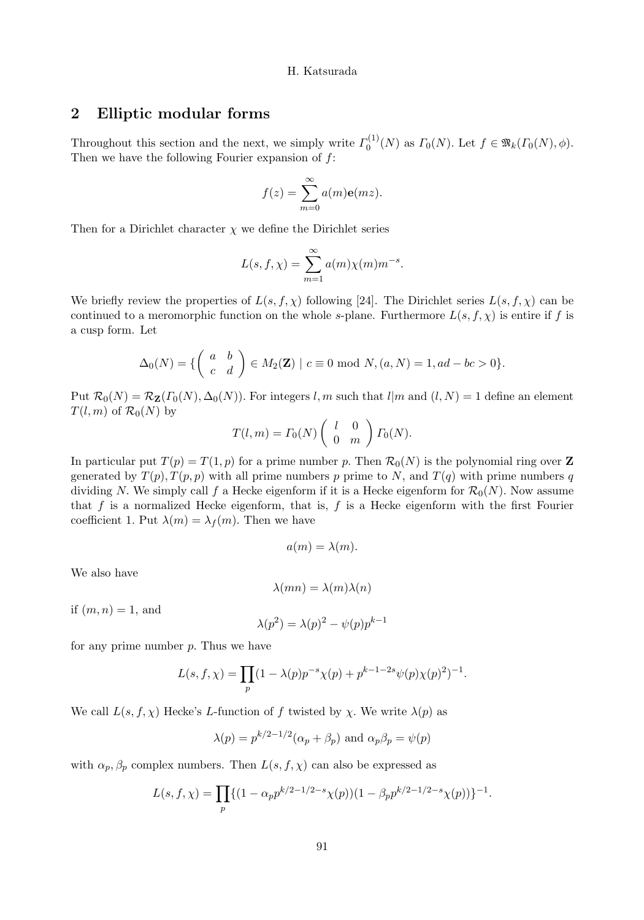## 2 Elliptic modular forms

Throughout this section and the next, we simply write $\varGamma_0^{(1)}(N)$ as $\varGamma_0(N)$. Let $f \in \mathfrak{M}_k(\varGamma_0(N), \phi)$. Then we have the following Fourier expansion of $f$:

$$f(z) = \sum_{m=0}^{\infty} a(m)\mathbf{e}(mz).$$

Then for a Dirichlet character $\chi$ we define the Dirichlet series

$$L(s, f, \chi) = \sum_{m=1}^{\infty} a(m)\chi(m)m^{-s}.$$

We briefly review the properties of $L(s, f, \chi)$ following [24]. The Dirichlet series $L(s, f, \chi)$ can be continued to a meromorphic function on the whole $s$-plane. Furthermore $L(s, f, \chi)$ is entire if $f$ is a cusp form. Let

$$\Delta_0(N) = \{ \begin{pmatrix} a & b \\ c & d \end{pmatrix} \in M_2(\mathbf{Z}) \mid c \equiv 0 \bmod N, (a, N) = 1, ad - bc > 0\}.$$

Put $\mathcal{R}_0(N) = \mathcal{R}_{\mathbf{Z}}(\varGamma_0(N), \Delta_0(N))$. For integers $l, m$ such that $l|m$ and $(l, N) = 1$ define an element $T(l, m)$ of $\mathcal{R}_0(N)$ by

$$T(l, m) = \varGamma_0(N) \begin{pmatrix} l & 0 \\ 0 & m \end{pmatrix} \varGamma_0(N).$$

In particular put $T(p) = T(1, p)$ for a prime number $p$. Then $\mathcal{R}_0(N)$ is the polynomial ring over $\mathbf{Z}$ generated by $T(p), T(p, p)$ with all prime numbers $p$ prime to $N$, and $T(q)$ with prime numbers $q$ dividing $N$. We simply call $f$ a Hecke eigenform if it is a Hecke eigenform for $\mathcal{R}_0(N)$. Now assume that $f$ is a normalized Hecke eigenform, that is, $f$ is a Hecke eigenform with the first Fourier coefficient 1. Put $\lambda(m) = \lambda_f(m)$. Then we have

$$a(m) = \lambda(m).$$

We also have

$$\lambda(mn) = \lambda(m)\lambda(n)$$

if $(m, n) = 1$, and

$$\lambda(p^2) = \lambda(p)^2 - \psi(p)p^{k-1}$$

for any prime number $p$. Thus we have

$$L(s, f, \chi) = \prod_p (1 - \lambda(p)p^{-s}\chi(p) + p^{k-1-2s}\psi(p)\chi(p)^2)^{-1}.$$

We call $L(s, f, \chi)$ Hecke's $L$-function of $f$ twisted by $\chi$. We write $\lambda(p)$ as

$$\lambda(p) = p^{k/2-1/2}(\alpha_p + \beta_p) \text{ and } \alpha_p\beta_p = \psi(p)$$

with $\alpha_p, \beta_p$ complex numbers. Then $L(s, f, \chi)$ can also be expressed as

$$L(s, f, \chi) = \prod_p \{(1 - \alpha_p p^{k/2-1/2-s}\chi(p))(1 - \beta_p p^{k/2-1/2-s}\chi(p))\}^{-1}.$$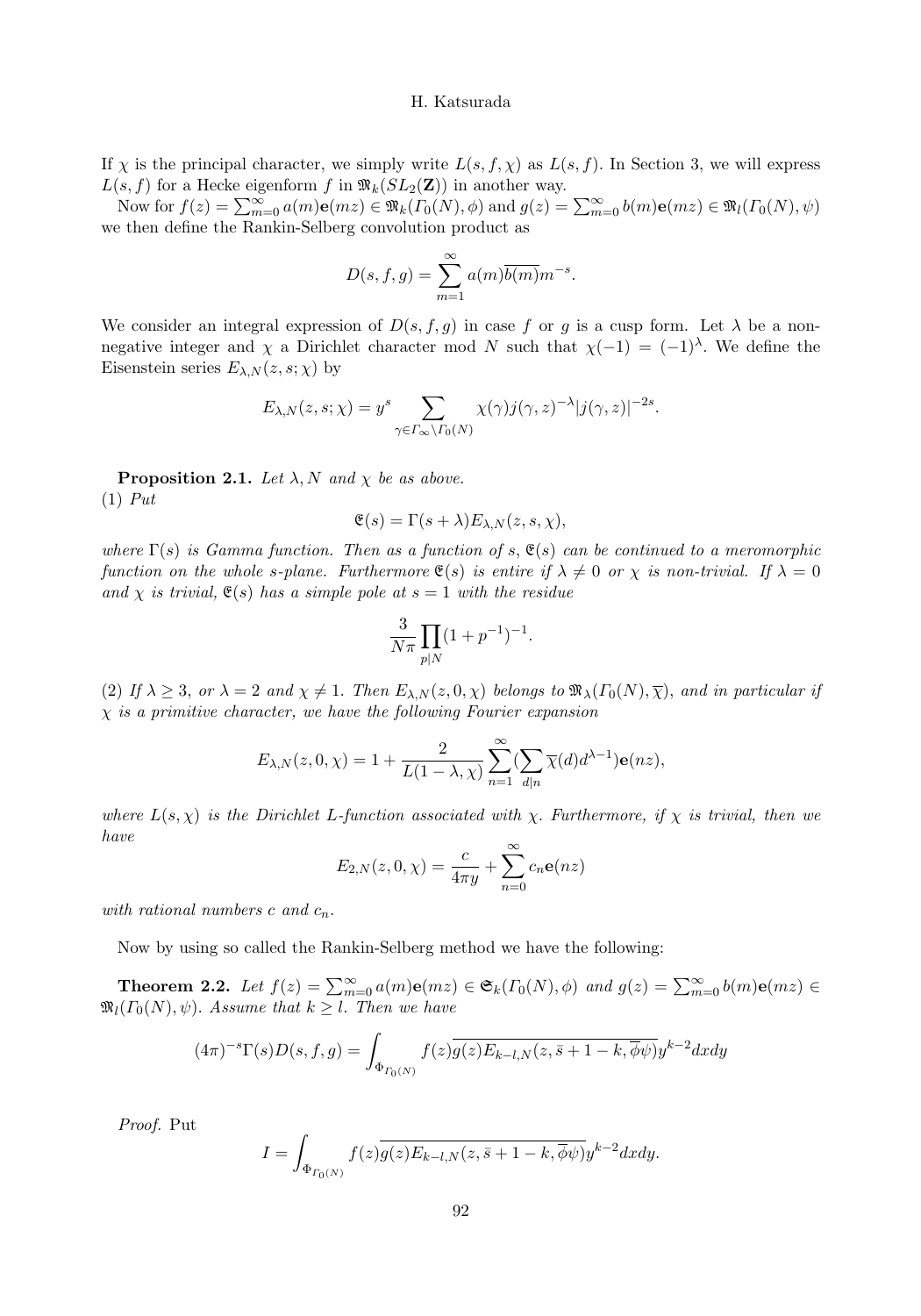If $\chi$ is the principal character, we simply write $L(s, f, \chi)$ as $L(s, f)$. In Section 3, we will express $L(s, f)$ for a Hecke eigenform $f$ in $\mathfrak{M}_k(SL_2(\mathbf{Z}))$ in another way.

Now for $f(z) = \sum_{m=0}^{\infty} a(m)\mathbf{e}(mz) \in \mathfrak{M}_k(\Gamma_0(N), \phi)$ and $g(z) = \sum_{m=0}^{\infty} b(m)\mathbf{e}(mz) \in \mathfrak{M}_l(\Gamma_0(N), \psi)$ we then define the Rankin-Selberg convolution product as

$$D(s, f, g) = \sum_{m=1}^{\infty} a(m)\overline{b(m)}m^{-s}.$$

We consider an integral expression of $D(s, f, g)$ in case $f$ or $g$ is a cusp form. Let $\lambda$ be a non-negative integer and $\chi$ a Dirichlet character mod $N$ such that $\chi(-1) = (-1)^{\lambda}$. We define the Eisenstein series $E_{\lambda,N}(z, s; \chi)$ by

$$E_{\lambda,N}(z, s; \chi) = y^s \sum_{\gamma \in \Gamma_\infty \backslash \Gamma_0(N)} \chi(\gamma) j(\gamma, z)^{-\lambda} |j(\gamma, z)|^{-2s}.$$

**Proposition 2.1.** *Let $\lambda, N$ and $\chi$ be as above.*
(1) *Put*

$$\mathfrak{E}(s) = \Gamma(s + \lambda) E_{\lambda,N}(z, s, \chi),$$

*where $\Gamma(s)$ is Gamma function. Then as a function of $s$, $\mathfrak{E}(s)$ can be continued to a meromorphic function on the whole $s$-plane. Furthermore $\mathfrak{E}(s)$ is entire if $\lambda \neq 0$ or $\chi$ is non-trivial. If $\lambda = 0$ and $\chi$ is trivial, $\mathfrak{E}(s)$ has a simple pole at $s = 1$ with the residue*

$$\frac{3}{N\pi} \prod_{p|N} (1 + p^{-1})^{-1}.$$

(2) *If $\lambda \geq 3$, or $\lambda = 2$ and $\chi \neq 1$. Then $E_{\lambda,N}(z, 0, \chi)$ belongs to $\mathfrak{M}_\lambda(\Gamma_0(N), \overline{\chi})$, and in particular if $\chi$ is a primitive character, we have the following Fourier expansion*

$$E_{\lambda,N}(z, 0, \chi) = 1 + \frac{2}{L(1 - \lambda, \chi)} \sum_{n=1}^{\infty} (\sum_{d|n} \overline{\chi}(d) d^{\lambda-1}) \mathbf{e}(nz),$$

*where $L(s, \chi)$ is the Dirichlet $L$-function associated with $\chi$. Furthermore, if $\chi$ is trivial, then we have*

$$E_{2,N}(z, 0, \chi) = \frac{c}{4\pi y} + \sum_{n=0}^{\infty} c_n \mathbf{e}(nz)$$

*with rational numbers $c$ and $c_n$.*

Now by using so called the Rankin-Selberg method we have the following:

**Theorem 2.2.** *Let $f(z) = \sum_{m=0}^{\infty} a(m)\mathbf{e}(mz) \in \mathfrak{S}_k(\Gamma_0(N), \phi)$ and $g(z) = \sum_{m=0}^{\infty} b(m)\mathbf{e}(mz) \in \mathfrak{M}_l(\Gamma_0(N), \psi)$. Assume that $k \geq l$. Then we have*

$$(4\pi)^{-s}\Gamma(s)D(s, f, g) = \int_{\Phi_{\Gamma_0(N)}} f(z)\overline{g(z)E_{k-l,N}(z, \bar{s} + 1 - k, \overline{\phi}\psi)} y^{k-2} dxdy$$

*Proof.* Put

$$I = \int_{\Phi_{\Gamma_0(N)}} f(z)\overline{g(z)E_{k-l,N}(z, \bar{s} + 1 - k, \overline{\phi}\psi)} y^{k-2} dxdy.$$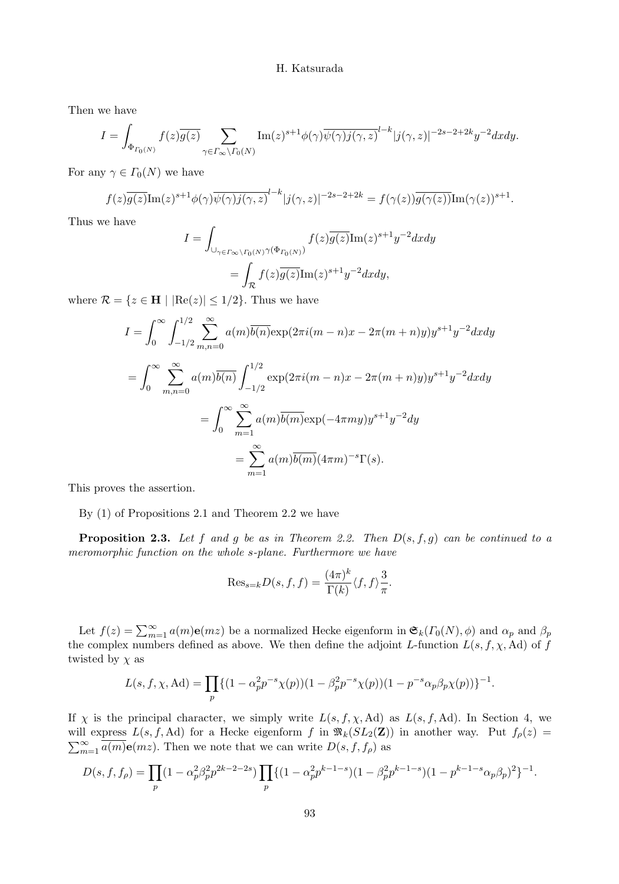Then we have

$$I = \int_{\Phi_{\Gamma_0(N)}} f(z)\overline{g(z)} \sum_{\gamma \in \Gamma_\infty \backslash \Gamma_0(N)} \mathrm{Im}(z)^{s+1} \phi(\gamma) \overline{\psi(\gamma) j(\gamma, z)}^{l-k} |j(\gamma, z)|^{-2s-2+2k} y^{-2} dxdy.$$

For any $\gamma \in \Gamma_0(N)$ we have

$$f(z)\overline{g(z)} \mathrm{Im}(z)^{s+1} \phi(\gamma) \overline{\psi(\gamma) j(\gamma, z)}^{l-k} |j(\gamma, z)|^{-2s-2+2k} = f(\gamma(z))\overline{g(\gamma(z))} \mathrm{Im}(\gamma(z))^{s+1}.$$

Thus we have

$$I = \int_{\cup_{\gamma \in \Gamma_\infty \backslash \Gamma_0(N)} \gamma(\Phi_{\Gamma_0(N)})} f(z)\overline{g(z)} \mathrm{Im}(z)^{s+1} y^{-2} dxdy$$

$$= \int_{\mathcal{R}} f(z)\overline{g(z)} \mathrm{Im}(z)^{s+1} y^{-2} dxdy,$$

where $\mathcal{R} = \{z \in \mathbf{H} \mid |\mathrm{Re}(z)| \leq 1/2\}$. Thus we have

$$I = \int_0^\infty \int_{-1/2}^{1/2} \sum_{m,n=0}^\infty a(m)\overline{b(n)} \exp(2\pi i(m-n)x - 2\pi(m+n)y) y^{s+1} y^{-2} dxdy$$

$$= \int_0^\infty \sum_{m,n=0}^\infty a(m)\overline{b(n)} \int_{-1/2}^{1/2} \exp(2\pi i(m-n)x - 2\pi(m+n)y) y^{s+1} y^{-2} dxdy$$

$$= \int_0^\infty \sum_{m=1}^\infty a(m)\overline{b(m)} \exp(-4\pi m y) y^{s+1} y^{-2} dy$$

$$= \sum_{m=1}^\infty a(m)\overline{b(m)} (4\pi m)^{-s} \Gamma(s).$$

This proves the assertion.

By (1) of Propositions 2.1 and Theorem 2.2 we have

**Proposition 2.3.** *Let $f$ and $g$ be as in Theorem 2.2. Then $D(s, f, g)$ can be continued to a meromorphic function on the whole $s$-plane. Furthermore we have*

$$\mathrm{Res}_{s=k} D(s, f, f) = \frac{(4\pi)^k}{\Gamma(k)} \langle f, f \rangle \frac{3}{\pi}.$$

Let $f(z) = \sum_{m=1}^\infty a(m)\mathbf{e}(mz)$ be a normalized Hecke eigenform in $\mathfrak{S}_k(\Gamma_0(N), \phi)$ and $\alpha_p$ and $\beta_p$ the complex numbers defined as above. We then define the adjoint $L$-function $L(s, f, \chi, \mathrm{Ad})$ of $f$ twisted by $\chi$ as

$$L(s, f, \chi, \mathrm{Ad}) = \prod_p \{(1 - \alpha_p^2 p^{-s} \chi(p))(1 - \beta_p^2 p^{-s} \chi(p))(1 - p^{-s} \alpha_p \beta_p \chi(p))\}^{-1}.$$

If $\chi$ is the principal character, we simply write $L(s, f, \chi, \mathrm{Ad})$ as $L(s, f, \mathrm{Ad})$. In Section 4, we will express $L(s, f, \mathrm{Ad})$ for a Hecke eigenform $f$ in $\mathfrak{M}_k(SL_2(\mathbf{Z}))$ in another way. Put $f_\rho(z) = \sum_{m=1}^\infty \overline{a(m)}\mathbf{e}(mz)$. Then we note that we can write $D(s, f, f_\rho)$ as

$$D(s, f, f_\rho) = \prod_p (1 - \alpha_p^2 \beta_p^2 p^{2k-2-2s}) \prod_p \{(1 - \alpha_p^2 p^{k-1-s})(1 - \beta_p^2 p^{k-1-s})(1 - p^{k-1-s} \alpha_p \beta_p)^2\}^{-1}.$$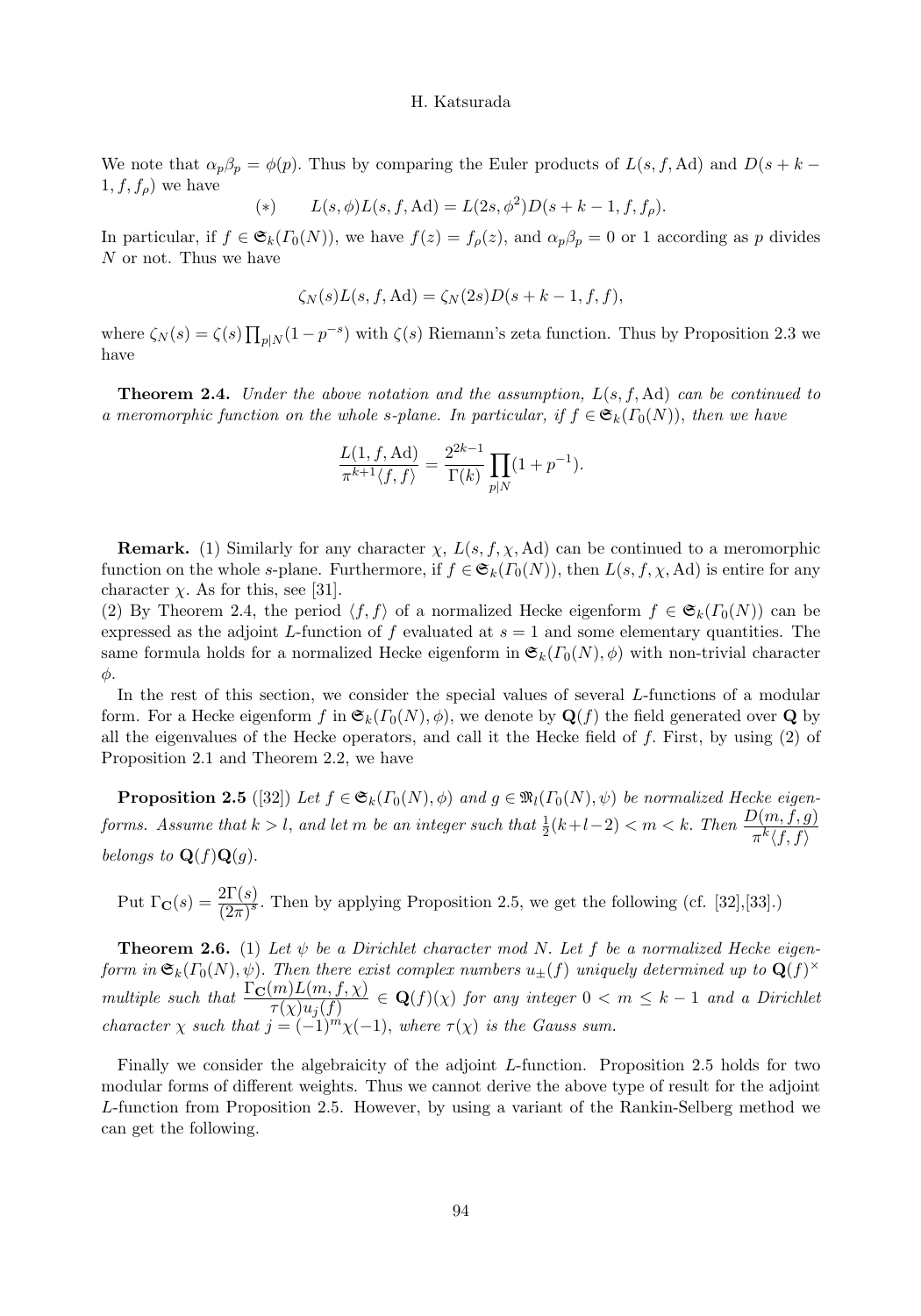We note that $\alpha_p \beta_p = \phi(p)$. Thus by comparing the Euler products of $L(s, f, \mathrm{Ad})$ and $D(s+k-1, f, f_\rho)$ we have

$$(*) \qquad L(s, \phi) L(s, f, \mathrm{Ad}) = L(2s, \phi^2) D(s+k-1, f, f_\rho).$$

In particular, if $f \in \mathfrak{S}_k(\Gamma_0(N))$, we have $f(z) = f_\rho(z)$, and $\alpha_p \beta_p = 0$ or $1$ according as $p$ divides $N$ or not. Thus we have

$$\zeta_N(s) L(s, f, \mathrm{Ad}) = \zeta_N(2s) D(s+k-1, f, f),$$

where $\zeta_N(s) = \zeta(s) \prod_{p|N} (1 - p^{-s})$ with $\zeta(s)$ Riemann's zeta function. Thus by Proposition 2.3 we have

**Theorem 2.4.** *Under the above notation and the assumption, $L(s, f, \mathrm{Ad})$ can be continued to a meromorphic function on the whole $s$-plane. In particular, if $f \in \mathfrak{S}_k(\Gamma_0(N))$, then we have*

$$\frac{L(1, f, \mathrm{Ad})}{\pi^{k+1} \langle f, f \rangle} = \frac{2^{2k-1}}{\Gamma(k)} \prod_{p|N} (1 + p^{-1}).$$

**Remark.** (1) Similarly for any character $\chi$, $L(s, f, \chi, \mathrm{Ad})$ can be continued to a meromorphic function on the whole $s$-plane. Furthermore, if $f \in \mathfrak{S}_k(\Gamma_0(N))$, then $L(s, f, \chi, \mathrm{Ad})$ is entire for any character $\chi$. As for this, see [31].

(2) By Theorem 2.4, the period $\langle f, f \rangle$ of a normalized Hecke eigenform $f \in \mathfrak{S}_k(\Gamma_0(N))$ can be expressed as the adjoint $L$-function of $f$ evaluated at $s = 1$ and some elementary quantities. The same formula holds for a normalized Hecke eigenform in $\mathfrak{S}_k(\Gamma_0(N), \phi)$ with non-trivial character $\phi$.

In the rest of this section, we consider the special values of several $L$-functions of a modular form. For a Hecke eigenform $f$ in $\mathfrak{S}_k(\Gamma_0(N), \phi)$, we denote by $\mathbf{Q}(f)$ the field generated over $\mathbf{Q}$ by all the eigenvalues of the Hecke operators, and call it the Hecke field of $f$. First, by using (2) of Proposition 2.1 and Theorem 2.2, we have

**Proposition 2.5** ([32]) *Let $f \in \mathfrak{S}_k(\Gamma_0(N), \phi)$ and $g \in \mathfrak{M}_l(\Gamma_0(N), \psi)$ be normalized Hecke eigenforms. Assume that $k > l$, and let $m$ be an integer such that $\frac{1}{2}(k+l-2) < m < k$. Then $\dfrac{D(m, f, g)}{\pi^k \langle f, f \rangle}$ belongs to $\mathbf{Q}(f)\mathbf{Q}(g)$.*

Put $\Gamma_{\mathbf{C}}(s) = \dfrac{2\Gamma(s)}{(2\pi)^s}$. Then by applying Proposition 2.5, we get the following (cf. [32],[33].)

**Theorem 2.6.** (1) *Let $\psi$ be a Dirichlet character mod $N$. Let $f$ be a normalized Hecke eigenform in $\mathfrak{S}_k(\Gamma_0(N), \psi)$. Then there exist complex numbers $u_\pm(f)$ uniquely determined up to $\mathbf{Q}(f)^\times$ multiple such that $\dfrac{\Gamma_{\mathbf{C}}(m) L(m, f, \chi)}{\tau(\chi) u_j(f)} \in \mathbf{Q}(f)(\chi)$ for any integer $0 < m \leq k-1$ and a Dirichlet character $\chi$ such that $j = (-1)^m \chi(-1)$, where $\tau(\chi)$ is the Gauss sum.*

Finally we consider the algebraicity of the adjoint $L$-function. Proposition 2.5 holds for two modular forms of different weights. Thus we cannot derive the above type of result for the adjoint $L$-function from Proposition 2.5. However, by using a variant of the Rankin-Selberg method we can get the following.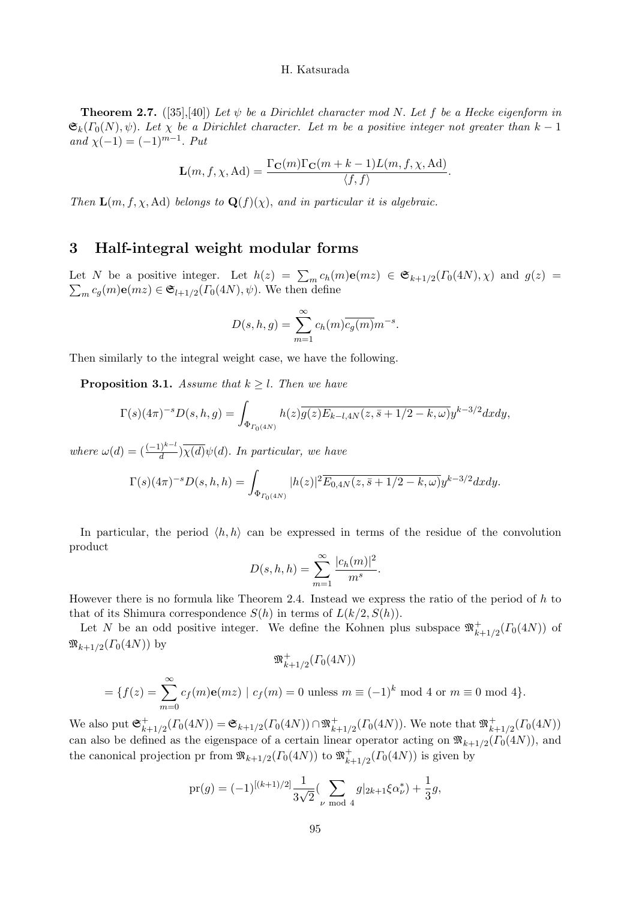**Theorem 2.7.** ([35],[40]) *Let $\psi$ be a Dirichlet character mod $N$. Let $f$ be a Hecke eigenform in $\mathfrak{S}_k(\Gamma_0(N),\psi)$. Let $\chi$ be a Dirichlet character. Let $m$ be a positive integer not greater than $k-1$ and $\chi(-1)=(-1)^{m-1}$. Put*

$$\mathbf{L}(m,f,\chi,\mathrm{Ad})=\frac{\Gamma_{\mathbf{C}}(m)\Gamma_{\mathbf{C}}(m+k-1)L(m,f,\chi,\mathrm{Ad})}{\langle f,f\rangle}.$$

*Then $\mathbf{L}(m,f,\chi,\mathrm{Ad})$ belongs to $\mathbf{Q}(f)(\chi)$, and in particular it is algebraic.*

## 3 Half-integral weight modular forms

Let $N$ be a positive integer. Let $h(z)=\sum_m c_h(m)\mathbf{e}(mz)\in\mathfrak{S}_{k+1/2}(\Gamma_0(4N),\chi)$ and $g(z)=\sum_m c_g(m)\mathbf{e}(mz)\in\mathfrak{S}_{l+1/2}(\Gamma_0(4N),\psi)$. We then define

$$D(s,h,g)=\sum_{m=1}^{\infty}c_h(m)\overline{c_g(m)}m^{-s}.$$

Then similarly to the integral weight case, we have the following.

**Proposition 3.1.** *Assume that $k\ge l$. Then we have*

$$\Gamma(s)(4\pi)^{-s}D(s,h,g)=\int_{\Phi_{\Gamma_0(4N)}}h(z)\overline{g(z)E_{k-l,4N}(z,\bar{s}+1/2-k,\omega)}y^{k-3/2}dxdy,$$

*where $\omega(d)=(\frac{(-1)^{k-l}}{d})\overline{\chi(d)}\psi(d)$. In particular, we have*

$$\Gamma(s)(4\pi)^{-s}D(s,h,h)=\int_{\Phi_{\Gamma_0(4N)}}|h(z)|^2\overline{E_{0,4N}(z,\bar{s}+1/2-k,\omega)}y^{k-3/2}dxdy.$$

In particular, the period $\langle h,h\rangle$ can be expressed in terms of the residue of the convolution product

$$D(s,h,h)=\sum_{m=1}^{\infty}\frac{|c_h(m)|^2}{m^s}.$$

However there is no formula like Theorem 2.4. Instead we express the ratio of the period of $h$ to that of its Shimura correspondence $S(h)$ in terms of $L(k/2,S(h))$.

Let $N$ be an odd positive integer. We define the Kohnen plus subspace $\mathfrak{M}^+_{k+1/2}(\Gamma_0(4N))$ of $\mathfrak{M}_{k+1/2}(\Gamma_0(4N))$ by

$$\mathfrak{M}^+_{k+1/2}(\Gamma_0(4N))$$

$$=\{f(z)=\sum_{m=0}^{\infty}c_f(m)\mathbf{e}(mz)\mid c_f(m)=0\text{ unless }m\equiv(-1)^k\bmod 4\text{ or }m\equiv 0\bmod 4\}.$$

We also put $\mathfrak{S}^+_{k+1/2}(\Gamma_0(4N))=\mathfrak{S}_{k+1/2}(\Gamma_0(4N))\cap\mathfrak{M}^+_{k+1/2}(\Gamma_0(4N))$. We note that $\mathfrak{M}^+_{k+1/2}(\Gamma_0(4N))$ can also be defined as the eigenspace of a certain linear operator acting on $\mathfrak{M}_{k+1/2}(\Gamma_0(4N))$, and the canonical projection pr from $\mathfrak{M}_{k+1/2}(\Gamma_0(4N))$ to $\mathfrak{M}^+_{k+1/2}(\Gamma_0(4N))$ is given by

$$\mathrm{pr}(g)=(-1)^{[(k+1)/2]}\frac{1}{3\sqrt{2}}(\sum_{\nu\bmod 4}g|_{2k+1}\xi\alpha^*_\nu)+\frac{1}{3}g,$$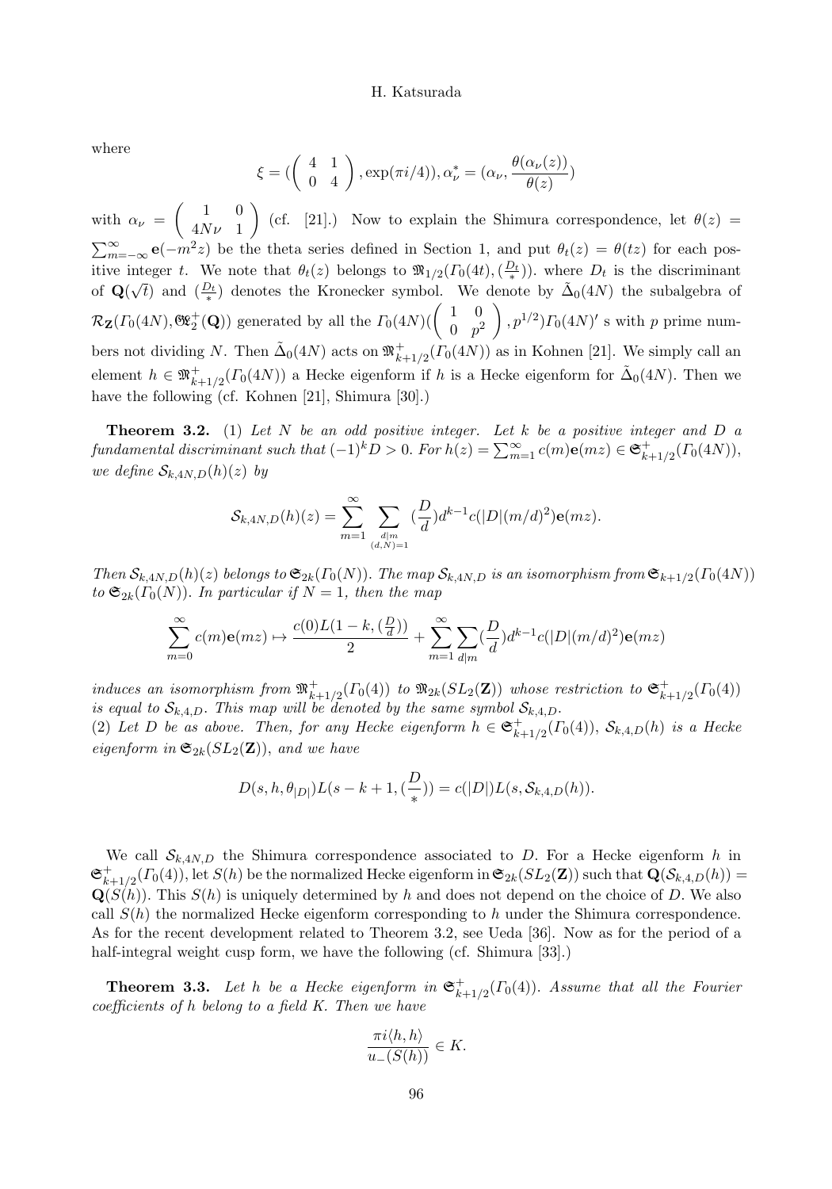where

$$\xi = (\begin{pmatrix} 4 & 1 \\ 0 & 4 \end{pmatrix}, \exp(\pi i/4)), \alpha_\nu^* = (\alpha_\nu, \frac{\theta(\alpha_\nu(z))}{\theta(z)})$$

with $\alpha_\nu = \begin{pmatrix} 1 & 0 \\ 4N\nu & 1 \end{pmatrix}$ (cf. [21].) Now to explain the Shimura correspondence, let $\theta(z) = \sum_{m=-\infty}^{\infty} \mathbf{e}(-m^2 z)$ be the theta series defined in Section 1, and put $\theta_t(z) = \theta(tz)$ for each positive integer $t$. We note that $\theta_t(z)$ belongs to $\mathfrak{M}_{1/2}(\Gamma_0(4t), (\frac{D_t}{*}))$. where $D_t$ is the discriminant of $\mathbf{Q}(\sqrt{t})$ and $(\frac{D_t}{*})$ denotes the Kronecker symbol. We denote by $\tilde{\Delta}_0(4N)$ the subalgebra of $\mathcal{R}_{\mathbf{Z}}(\Gamma_0(4N), \mathfrak{G}\mathfrak{L}_2^+(\mathbf{Q}))$ generated by all the $\Gamma_0(4N)(\begin{pmatrix} 1 & 0 \\ 0 & p^2 \end{pmatrix}, p^{1/2})\Gamma_0(4N)'$ s with $p$ prime numbers not dividing $N$. Then $\tilde{\Delta}_0(4N)$ acts on $\mathfrak{M}_{k+1/2}^+(\Gamma_0(4N))$ as in Kohnen [21]. We simply call an element $h \in \mathfrak{M}_{k+1/2}^+(\Gamma_0(4N))$ a Hecke eigenform if $h$ is a Hecke eigenform for $\tilde{\Delta}_0(4N)$. Then we have the following (cf. Kohnen [21], Shimura [30].)

**Theorem 3.2.** (1) *Let $N$ be an odd positive integer. Let $k$ be a positive integer and $D$ a fundamental discriminant such that $(-1)^k D > 0$. For $h(z) = \sum_{m=1}^{\infty} c(m)\mathbf{e}(mz) \in \mathfrak{S}_{k+1/2}^+(\Gamma_0(4N))$, we define $\mathcal{S}_{k,4N,D}(h)(z)$ by*

$$\mathcal{S}_{k,4N,D}(h)(z) = \sum_{m=1}^{\infty} \sum_{\substack{d|m \\ (d,N)=1}} (\frac{D}{d}) d^{k-1} c(|D|(m/d)^2)\mathbf{e}(mz).$$

*Then $\mathcal{S}_{k,4N,D}(h)(z)$ belongs to $\mathfrak{S}_{2k}(\Gamma_0(N))$. The map $\mathcal{S}_{k,4N,D}$ is an isomorphism from $\mathfrak{S}_{k+1/2}(\Gamma_0(4N))$ to $\mathfrak{S}_{2k}(\Gamma_0(N))$. In particular if $N = 1$, then the map*

$$\sum_{m=0}^{\infty} c(m)\mathbf{e}(mz) \mapsto \frac{c(0)L(1-k, (\frac{D}{d}))}{2} + \sum_{m=1}^{\infty} \sum_{d|m} (\frac{D}{d}) d^{k-1} c(|D|(m/d)^2)\mathbf{e}(mz)$$

*induces an isomorphism from $\mathfrak{M}_{k+1/2}^+(\Gamma_0(4))$ to $\mathfrak{M}_{2k}(SL_2(\mathbf{Z}))$ whose restriction to $\mathfrak{S}_{k+1/2}^+(\Gamma_0(4))$ is equal to $\mathcal{S}_{k,4,D}$. This map will be denoted by the same symbol $\mathcal{S}_{k,4,D}$.*
(2) *Let $D$ be as above. Then, for any Hecke eigenform $h \in \mathfrak{S}_{k+1/2}^+(\Gamma_0(4))$, $\mathcal{S}_{k,4,D}(h)$ is a Hecke eigenform in $\mathfrak{S}_{2k}(SL_2(\mathbf{Z}))$, and we have*

$$D(s, h, \theta_{|D|})L(s-k+1, (\frac{D}{*})) = c(|D|)L(s, \mathcal{S}_{k,4,D}(h)).$$

We call $\mathcal{S}_{k,4N,D}$ the Shimura correspondence associated to $D$. For a Hecke eigenform $h$ in $\mathfrak{S}_{k+1/2}^+(\Gamma_0(4))$, let $S(h)$ be the normalized Hecke eigenform in $\mathfrak{S}_{2k}(SL_2(\mathbf{Z}))$ such that $\mathbf{Q}(\mathcal{S}_{k,4,D}(h)) = \mathbf{Q}(S(h))$. This $S(h)$ is uniquely determined by $h$ and does not depend on the choice of $D$. We also call $S(h)$ the normalized Hecke eigenform corresponding to $h$ under the Shimura correspondence. As for the recent development related to Theorem 3.2, see Ueda [36]. Now as for the period of a half-integral weight cusp form, we have the following (cf. Shimura [33].)

**Theorem 3.3.** *Let $h$ be a Hecke eigenform in $\mathfrak{S}_{k+1/2}^+(\Gamma_0(4))$. Assume that all the Fourier coefficients of $h$ belong to a field $K$. Then we have*

$$\frac{\pi i \langle h, h \rangle}{u_-(S(h))} \in K.$$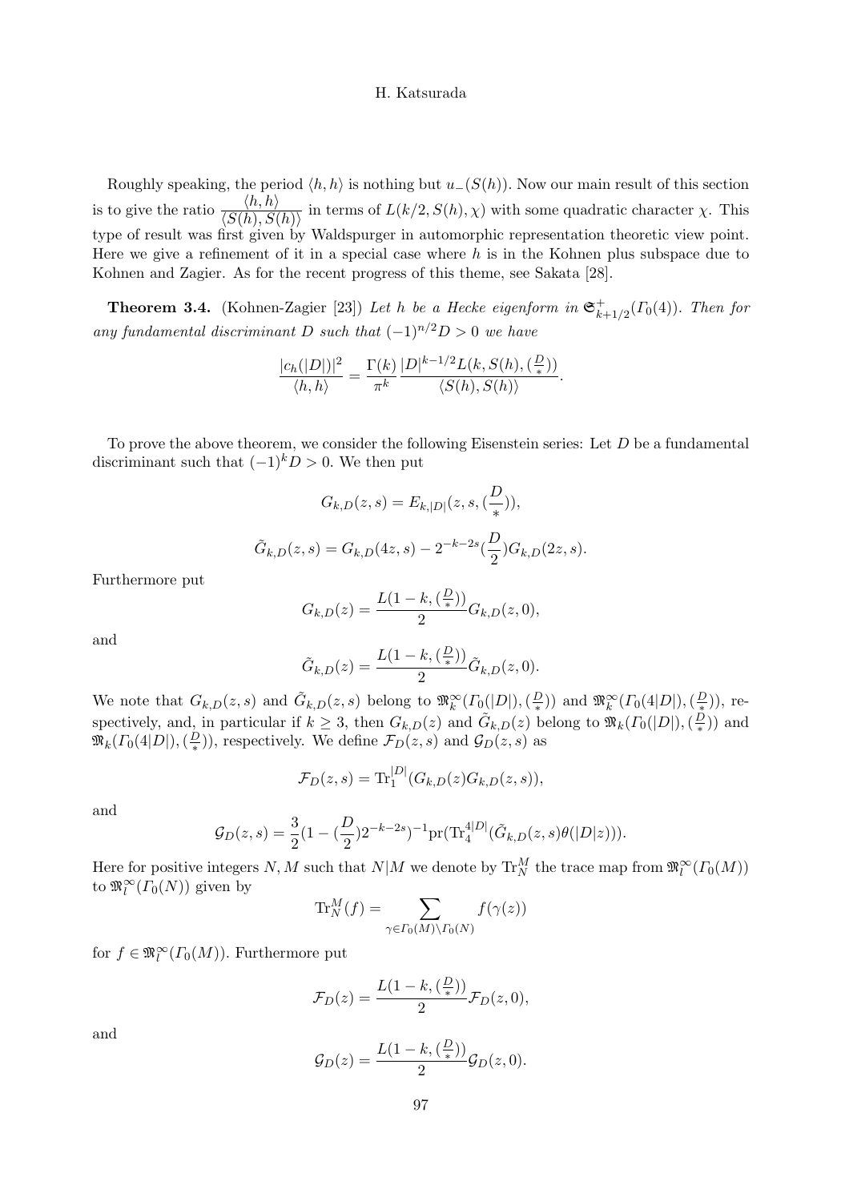Roughly speaking, the period $\langle h, h\rangle$ is nothing but $u_-(S(h))$. Now our main result of this section is to give the ratio $\dfrac{\langle h, h\rangle}{\langle S(h), S(h)\rangle}$ in terms of $L(k/2, S(h), \chi)$ with some quadratic character $\chi$. This type of result was first given by Waldspurger in automorphic representation theoretic view point. Here we give a refinement of it in a special case where $h$ is in the Kohnen plus subspace due to Kohnen and Zagier. As for the recent progress of this theme, see Sakata [28].

**Theorem 3.4.** (Kohnen-Zagier [23]) *Let $h$ be a Hecke eigenform in $\mathfrak{S}^+_{k+1/2}(\Gamma_0(4))$. Then for any fundamental discriminant $D$ such that $(-1)^{n/2}D > 0$ we have*

$$\frac{|c_h(|D|)|^2}{\langle h, h\rangle} = \frac{\Gamma(k)}{\pi^k}\frac{|D|^{k-1/2}L(k, S(h), (\frac{D}{*}))}{\langle S(h), S(h)\rangle}.$$

To prove the above theorem, we consider the following Eisenstein series: Let $D$ be a fundamental discriminant such that $(-1)^k D > 0$. We then put

$$G_{k,D}(z,s) = E_{k,|D|}(z, s, (\frac{D}{*})),$$

$$\tilde{G}_{k,D}(z,s) = G_{k,D}(4z,s) - 2^{-k-2s}(\frac{D}{2})G_{k,D}(2z,s).$$

Furthermore put

$$G_{k,D}(z) = \frac{L(1-k, (\frac{D}{*}))}{2}G_{k,D}(z,0),$$

and

$$\tilde{G}_{k,D}(z) = \frac{L(1-k, (\frac{D}{*}))}{2}\tilde{G}_{k,D}(z,0).$$

We note that $G_{k,D}(z,s)$ and $\tilde{G}_{k,D}(z,s)$ belong to $\mathfrak{M}^\infty_k(\Gamma_0(|D|), (\frac{D}{*}))$ and $\mathfrak{M}^\infty_k(\Gamma_0(4|D|), (\frac{D}{*}))$, respectively, and, in particular if $k \geq 3$, then $G_{k,D}(z)$ and $\tilde{G}_{k,D}(z)$ belong to $\mathfrak{M}_k(\Gamma_0(|D|), (\frac{D}{*}))$ and $\mathfrak{M}_k(\Gamma_0(4|D|), (\frac{D}{*}))$, respectively. We define $\mathcal{F}_D(z,s)$ and $\mathcal{G}_D(z,s)$ as

$$\mathcal{F}_D(z,s) = \mathrm{Tr}_1^{|D|}(G_{k,D}(z)G_{k,D}(z,s)),$$

and

$$\mathcal{G}_D(z,s) = \frac{3}{2}(1-(\frac{D}{2})2^{-k-2s})^{-1}\mathrm{pr}(\mathrm{Tr}_4^{4|D|}(\tilde{G}_{k,D}(z,s)\theta(|D|z))).$$

Here for positive integers $N, M$ such that $N|M$ we denote by $\mathrm{Tr}_N^M$ the trace map from $\mathfrak{M}^\infty_l(\Gamma_0(M))$ to $\mathfrak{M}^\infty_l(\Gamma_0(N))$ given by

$$\mathrm{Tr}_N^M(f) = \sum_{\gamma \in \Gamma_0(M)\backslash\Gamma_0(N)} f(\gamma(z))$$

for $f \in \mathfrak{M}^\infty_l(\Gamma_0(M))$. Furthermore put

$$\mathcal{F}_D(z) = \frac{L(1-k, (\frac{D}{*}))}{2}\mathcal{F}_D(z,0),$$

and

$$\mathcal{G}_D(z) = \frac{L(1-k, (\frac{D}{*}))}{2}\mathcal{G}_D(z,0).$$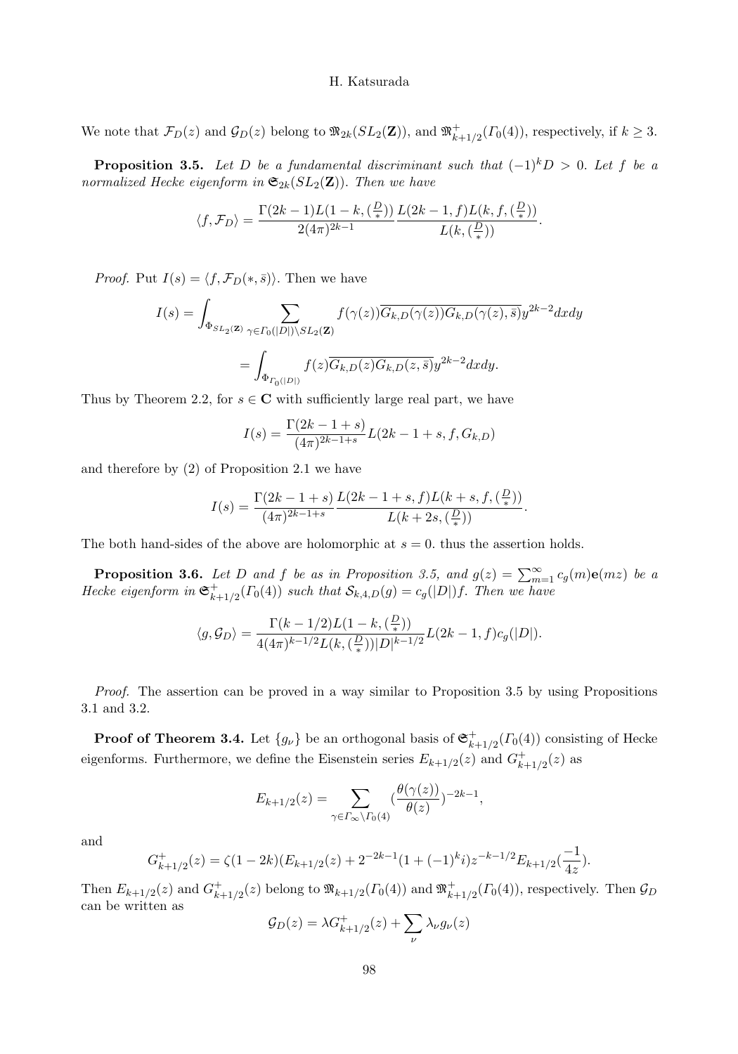We note that $\mathcal{F}_D(z)$ and $\mathcal{G}_D(z)$ belong to $\mathfrak{M}_{2k}(SL_2(\mathbf{Z}))$, and $\mathfrak{M}^+_{k+1/2}(\Gamma_0(4))$, respectively, if $k \geq 3$.

**Proposition 3.5.** *Let $D$ be a fundamental discriminant such that $(-1)^k D > 0$. Let $f$ be a normalized Hecke eigenform in $\mathfrak{S}_{2k}(SL_2(\mathbf{Z}))$. Then we have*

$$\langle f, \mathcal{F}_D \rangle = \frac{\Gamma(2k-1) L(1-k, (\frac{D}{*}))}{2(4\pi)^{2k-1}} \frac{L(2k-1, f) L(k, f, (\frac{D}{*}))}{L(k, (\frac{D}{*}))}.$$

*Proof.* Put $I(s) = \langle f, \mathcal{F}_D(*, \bar{s}) \rangle$. Then we have

$$I(s) = \int_{\Phi_{SL_2(\mathbf{Z})}} \sum_{\gamma \in \Gamma_0(|D|) \backslash SL_2(\mathbf{Z})} f(\gamma(z)) \overline{G_{k,D}(\gamma(z)) G_{k,D}(\gamma(z), \bar{s})} y^{2k-2} dxdy$$

$$= \int_{\Phi_{\Gamma_0(|D|)}} f(z) \overline{G_{k,D}(z) G_{k,D}(z, \bar{s})} y^{2k-2} dxdy.$$

Thus by Theorem 2.2, for $s \in \mathbf{C}$ with sufficiently large real part, we have

$$I(s) = \frac{\Gamma(2k-1+s)}{(4\pi)^{2k-1+s}} L(2k-1+s, f, G_{k,D})$$

and therefore by (2) of Proposition 2.1 we have

$$I(s) = \frac{\Gamma(2k-1+s)}{(4\pi)^{2k-1+s}} \frac{L(2k-1+s, f) L(k+s, f, (\frac{D}{*}))}{L(k+2s, (\frac{D}{*}))}.$$

The both hand-sides of the above are holomorphic at $s=0$. thus the assertion holds.

**Proposition 3.6.** *Let $D$ and $f$ be as in Proposition 3.5, and $g(z) = \sum_{m=1}^{\infty} c_g(m) \mathbf{e}(mz)$ be a Hecke eigenform in $\mathfrak{S}^+_{k+1/2}(\Gamma_0(4))$ such that $\mathcal{S}_{k,4,D}(g) = c_g(|D|) f$. Then we have*

$$\langle g, \mathcal{G}_D \rangle = \frac{\Gamma(k-1/2) L(1-k, (\frac{D}{*}))}{4(4\pi)^{k-1/2} L(k, (\frac{D}{*})) |D|^{k-1/2}} L(2k-1, f) c_g(|D|).$$

*Proof.* The assertion can be proved in a way similar to Proposition 3.5 by using Propositions 3.1 and 3.2.

**Proof of Theorem 3.4.** Let $\{g_\nu\}$ be an orthogonal basis of $\mathfrak{S}^+_{k+1/2}(\Gamma_0(4))$ consisting of Hecke eigenforms. Furthermore, we define the Eisenstein series $E_{k+1/2}(z)$ and $G^+_{k+1/2}(z)$ as

$$E_{k+1/2}(z) = \sum_{\gamma \in \Gamma_\infty \backslash \Gamma_0(4)} (\frac{\theta(\gamma(z))}{\theta(z)})^{-2k-1},$$

and

$$G^+_{k+1/2}(z) = \zeta(1-2k)(E_{k+1/2}(z) + 2^{-2k-1}(1+(-1)^k i) z^{-k-1/2} E_{k+1/2}(\frac{-1}{4z}).$$

Then $E_{k+1/2}(z)$ and $G^+_{k+1/2}(z)$ belong to $\mathfrak{M}_{k+1/2}(\Gamma_0(4))$ and $\mathfrak{M}^+_{k+1/2}(\Gamma_0(4))$, respectively. Then $\mathcal{G}_D$ can be written as

$$\mathcal{G}_D(z) = \lambda G^+_{k+1/2}(z) + \sum_\nu \lambda_\nu g_\nu(z)$$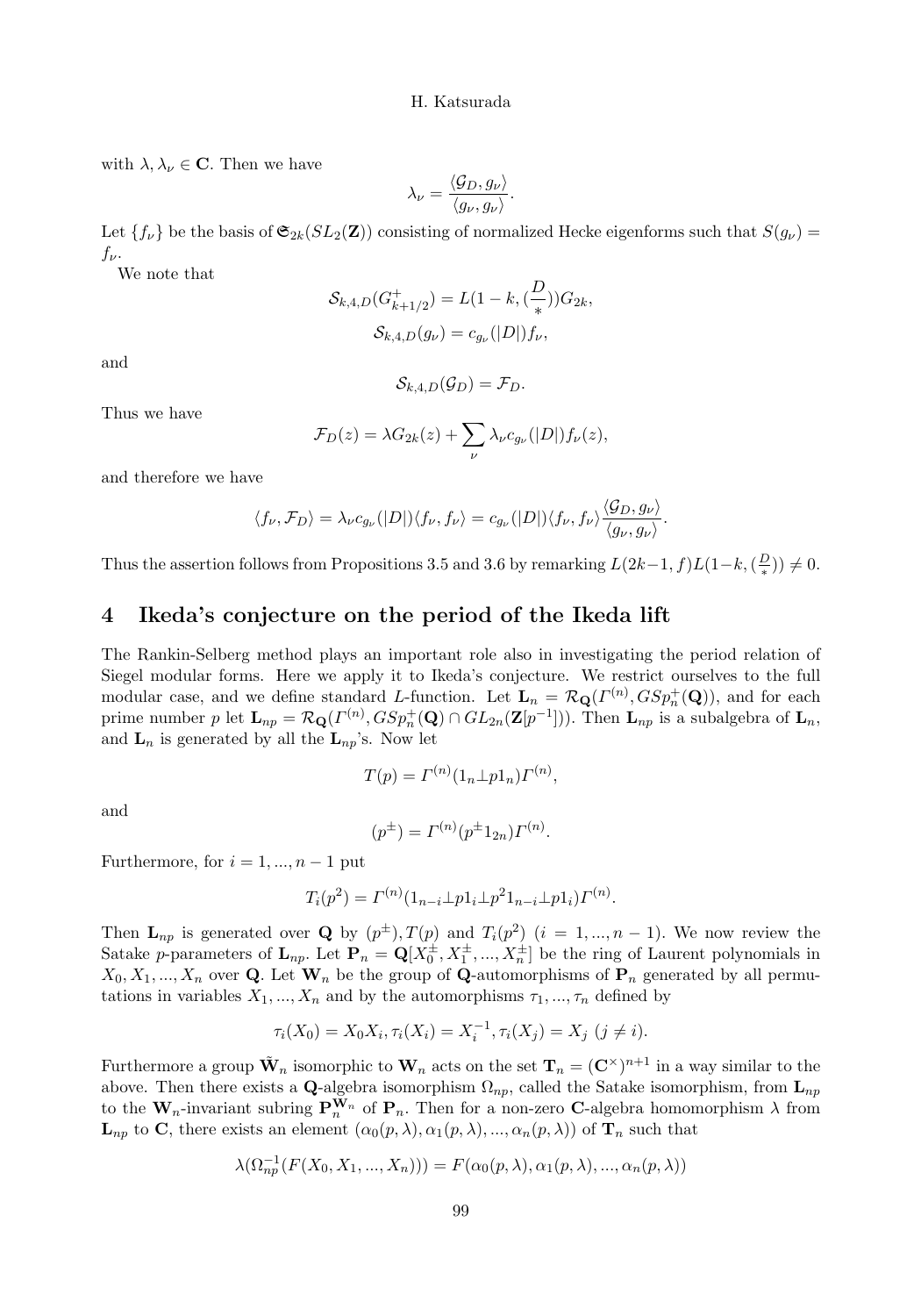with $\lambda, \lambda_\nu \in \mathbf{C}$. Then we have

$$\lambda_\nu = \frac{\langle \mathcal{G}_D, g_\nu \rangle}{\langle g_\nu, g_\nu \rangle}.$$

Let $\{f_\nu\}$ be the basis of $\mathfrak{S}_{2k}(SL_2(\mathbf{Z}))$ consisting of normalized Hecke eigenforms such that $S(g_\nu) = f_\nu$.

We note that

$$\mathcal{S}_{k,4,D}(G^+_{k+1/2}) = L(1-k, (\frac{D}{*}))G_{2k},$$

$$\mathcal{S}_{k,4,D}(g_\nu) = c_{g_\nu}(|D|) f_\nu,$$

and

$$\mathcal{S}_{k,4,D}(\mathcal{G}_D) = \mathcal{F}_D.$$

Thus we have

$$\mathcal{F}_D(z) = \lambda G_{2k}(z) + \sum_\nu \lambda_\nu c_{g_\nu}(|D|) f_\nu(z),$$

and therefore we have

$$\langle f_\nu, \mathcal{F}_D \rangle = \lambda_\nu c_{g_\nu}(|D|) \langle f_\nu, f_\nu \rangle = c_{g_\nu}(|D|) \langle f_\nu, f_\nu \rangle \frac{\langle \mathcal{G}_D, g_\nu \rangle}{\langle g_\nu, g_\nu \rangle}.$$

Thus the assertion follows from Propositions 3.5 and 3.6 by remarking $L(2k-1, f)L(1-k, (\frac{D}{*})) \neq 0$.

## 4 Ikeda's conjecture on the period of the Ikeda lift

The Rankin-Selberg method plays an important role also in investigating the period relation of Siegel modular forms. Here we apply it to Ikeda's conjecture. We restrict ourselves to the full modular case, and we define standard $L$-function. Let $\mathbf{L}_n = \mathcal{R}_{\mathbf{Q}}(\Gamma^{(n)}, GSp^+_n(\mathbf{Q}))$, and for each prime number $p$ let $\mathbf{L}_{np} = \mathcal{R}_{\mathbf{Q}}(\Gamma^{(n)}, GSp^+_n(\mathbf{Q}) \cap GL_{2n}(\mathbf{Z}[p^{-1}]))$. Then $\mathbf{L}_{np}$ is a subalgebra of $\mathbf{L}_n$, and $\mathbf{L}_n$ is generated by all the $\mathbf{L}_{np}$'s. Now let

$$T(p) = \Gamma^{(n)}(1_n \perp p1_n)\Gamma^{(n)},$$

and

$$(p^{\pm}) = \Gamma^{(n)}(p^{\pm}1_{2n})\Gamma^{(n)}.$$

Furthermore, for $i = 1, ..., n-1$ put

$$T_i(p^2) = \Gamma^{(n)}(1_{n-i} \perp p1_i \perp p^2 1_{n-i} \perp p1_i)\Gamma^{(n)}.$$

Then $\mathbf{L}_{np}$ is generated over $\mathbf{Q}$ by $(p^{\pm}), T(p)$ and $T_i(p^2)$ $(i = 1, ..., n-1)$. We now review the Satake $p$-parameters of $\mathbf{L}_{np}$. Let $\mathbf{P}_n = \mathbf{Q}[X_0^{\pm}, X_1^{\pm}, ..., X_n^{\pm}]$ be the ring of Laurent polynomials in $X_0, X_1, ..., X_n$ over $\mathbf{Q}$. Let $\mathbf{W}_n$ be the group of $\mathbf{Q}$-automorphisms of $\mathbf{P}_n$ generated by all permutations in variables $X_1, ..., X_n$ and by the automorphisms $\tau_1, ..., \tau_n$ defined by

$$\tau_i(X_0) = X_0 X_i, \tau_i(X_i) = X_i^{-1}, \tau_i(X_j) = X_j \ (j \neq i).$$

Furthermore a group $\tilde{\mathbf{W}}_n$ isomorphic to $\mathbf{W}_n$ acts on the set $\mathbf{T}_n = (\mathbf{C}^\times)^{n+1}$ in a way similar to the above. Then there exists a $\mathbf{Q}$-algebra isomorphism $\Omega_{np}$, called the Satake isomorphism, from $\mathbf{L}_{np}$ to the $\mathbf{W}_n$-invariant subring $\mathbf{P}_n^{\mathbf{W}_n}$ of $\mathbf{P}_n$. Then for a non-zero $\mathbf{C}$-algebra homomorphism $\lambda$ from $\mathbf{L}_{np}$ to $\mathbf{C}$, there exists an element $(\alpha_0(p, \lambda), \alpha_1(p, \lambda), ..., \alpha_n(p, \lambda))$ of $\mathbf{T}_n$ such that

$$\lambda(\Omega_{np}^{-1}(F(X_0, X_1, ..., X_n))) = F(\alpha_0(p, \lambda), \alpha_1(p, \lambda), ..., \alpha_n(p, \lambda))$$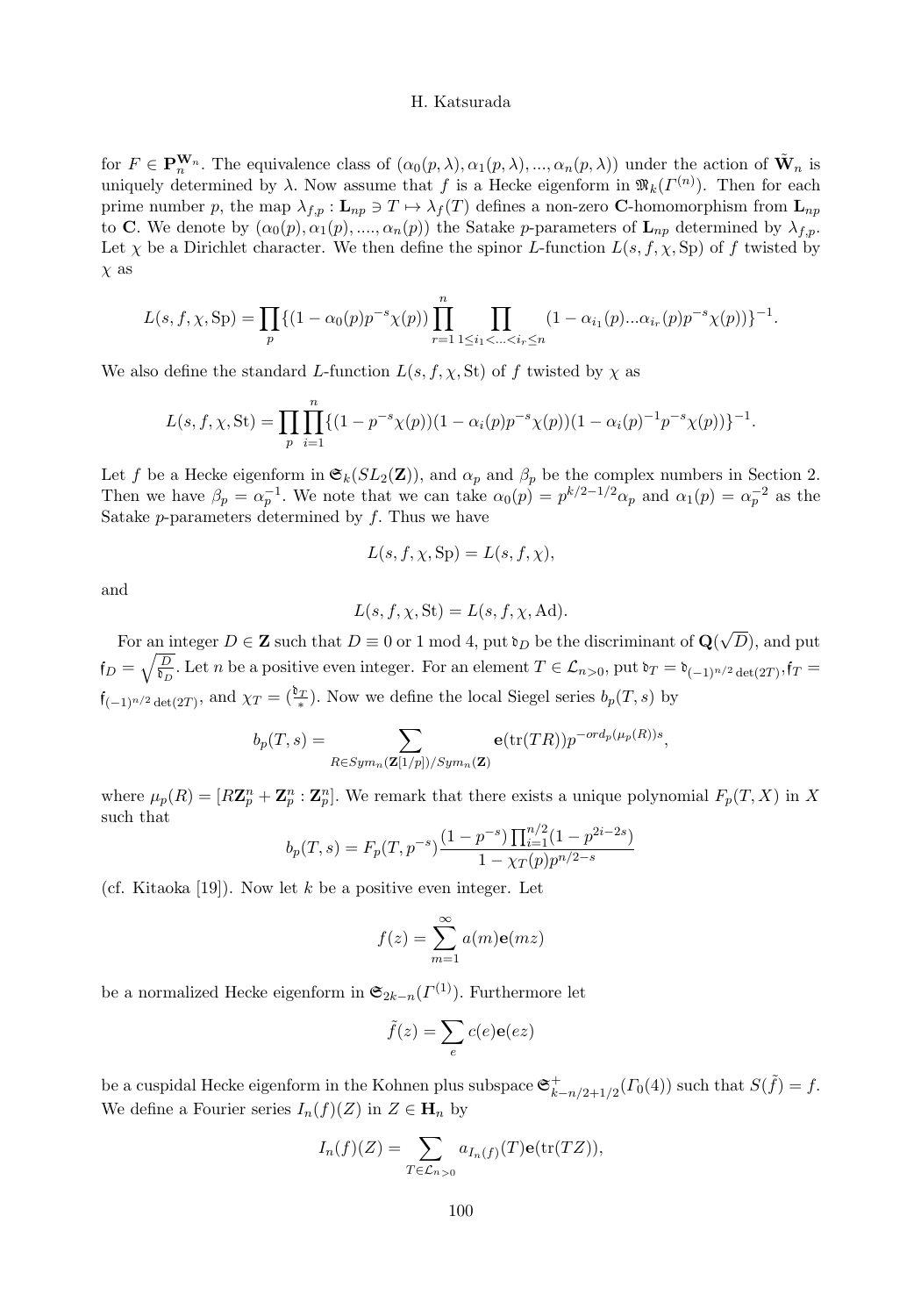for $F \in \mathbf{P}_n^{\mathbf{W}_n}$. The equivalence class of $(\alpha_0(p,\lambda), \alpha_1(p,\lambda), ..., \alpha_n(p,\lambda))$ under the action of $\tilde{\mathbf{W}}_n$ is uniquely determined by $\lambda$. Now assume that $f$ is a Hecke eigenform in $\mathfrak{M}_k(\Gamma^{(n)})$. Then for each prime number $p$, the map $\lambda_{f,p} : \mathbf{L}_{np} \ni T \mapsto \lambda_f(T)$ defines a non-zero $\mathbf{C}$-homomorphism from $\mathbf{L}_{np}$ to $\mathbf{C}$. We denote by $(\alpha_0(p), \alpha_1(p), ...., \alpha_n(p))$ the Satake $p$-parameters of $\mathbf{L}_{np}$ determined by $\lambda_{f,p}$. Let $\chi$ be a Dirichlet character. We then define the spinor $L$-function $L(s, f, \chi, \mathrm{Sp})$ of $f$ twisted by $\chi$ as

$$L(s, f, \chi, \mathrm{Sp}) = \prod_p \{(1 - \alpha_0(p)p^{-s}\chi(p)) \prod_{r=1}^{n} \prod_{1 \le i_1 < ... < i_r \le n} (1 - \alpha_{i_1}(p)...\alpha_{i_r}(p)p^{-s}\chi(p))\}^{-1}.$$

We also define the standard $L$-function $L(s, f, \chi, \mathrm{St})$ of $f$ twisted by $\chi$ as

$$L(s, f, \chi, \mathrm{St}) = \prod_p \prod_{i=1}^{n} \{(1 - p^{-s}\chi(p))(1 - \alpha_i(p)p^{-s}\chi(p))(1 - \alpha_i(p)^{-1}p^{-s}\chi(p))\}^{-1}.$$

Let $f$ be a Hecke eigenform in $\mathfrak{S}_k(SL_2(\mathbf{Z}))$, and $\alpha_p$ and $\beta_p$ be the complex numbers in Section 2. Then we have $\beta_p = \alpha_p^{-1}$. We note that we can take $\alpha_0(p) = p^{k/2-1/2}\alpha_p$ and $\alpha_1(p) = \alpha_p^{-2}$ as the Satake $p$-parameters determined by $f$. Thus we have

$$L(s, f, \chi, \mathrm{Sp}) = L(s, f, \chi),$$

and

$$L(s, f, \chi, \mathrm{St}) = L(s, f, \chi, \mathrm{Ad}).$$

For an integer $D \in \mathbf{Z}$ such that $D \equiv 0$ or $1 \bmod 4$, put $\mathfrak{d}_D$ be the discriminant of $\mathbf{Q}(\sqrt{D})$, and put $\mathfrak{f}_D = \sqrt{\frac{D}{\mathfrak{d}_D}}$. Let $n$ be a positive even integer. For an element $T \in \mathcal{L}_{n>0}$, put $\mathfrak{d}_T = \mathfrak{d}_{(-1)^{n/2}\det(2T)}, \mathfrak{f}_T = \mathfrak{f}_{(-1)^{n/2}\det(2T)}$, and $\chi_T = (\frac{\mathfrak{d}_T}{*})$. Now we define the local Siegel series $b_p(T, s)$ by

$$b_p(T, s) = \sum_{R \in Sym_n(\mathbf{Z}[1/p])/Sym_n(\mathbf{Z})} \mathbf{e}(\mathrm{tr}(TR))p^{-ord_p(\mu_p(R))s},$$

where $\mu_p(R) = [R\mathbf{Z}_p^n + \mathbf{Z}_p^n : \mathbf{Z}_p^n]$. We remark that there exists a unique polynomial $F_p(T, X)$ in $X$ such that

$$b_p(T, s) = F_p(T, p^{-s}) \frac{(1 - p^{-s}) \prod_{i=1}^{n/2}(1 - p^{2i-2s})}{1 - \chi_T(p)p^{n/2-s}}$$

(cf. Kitaoka [19]). Now let $k$ be a positive even integer. Let

$$f(z) = \sum_{m=1}^{\infty} a(m)\mathbf{e}(mz)$$

be a normalized Hecke eigenform in $\mathfrak{S}_{2k-n}(\Gamma^{(1)})$. Furthermore let

$$\tilde{f}(z) = \sum_e c(e)\mathbf{e}(ez)$$

be a cuspidal Hecke eigenform in the Kohnen plus subspace $\mathfrak{S}^+_{k-n/2+1/2}(\Gamma_0(4))$ such that $S(\tilde{f}) = f$. We define a Fourier series $I_n(f)(Z)$ in $Z \in \mathbf{H}_n$ by

$$I_n(f)(Z) = \sum_{T \in \mathcal{L}_{n>0}} a_{I_n(f)}(T)\mathbf{e}(\mathrm{tr}(TZ)),$$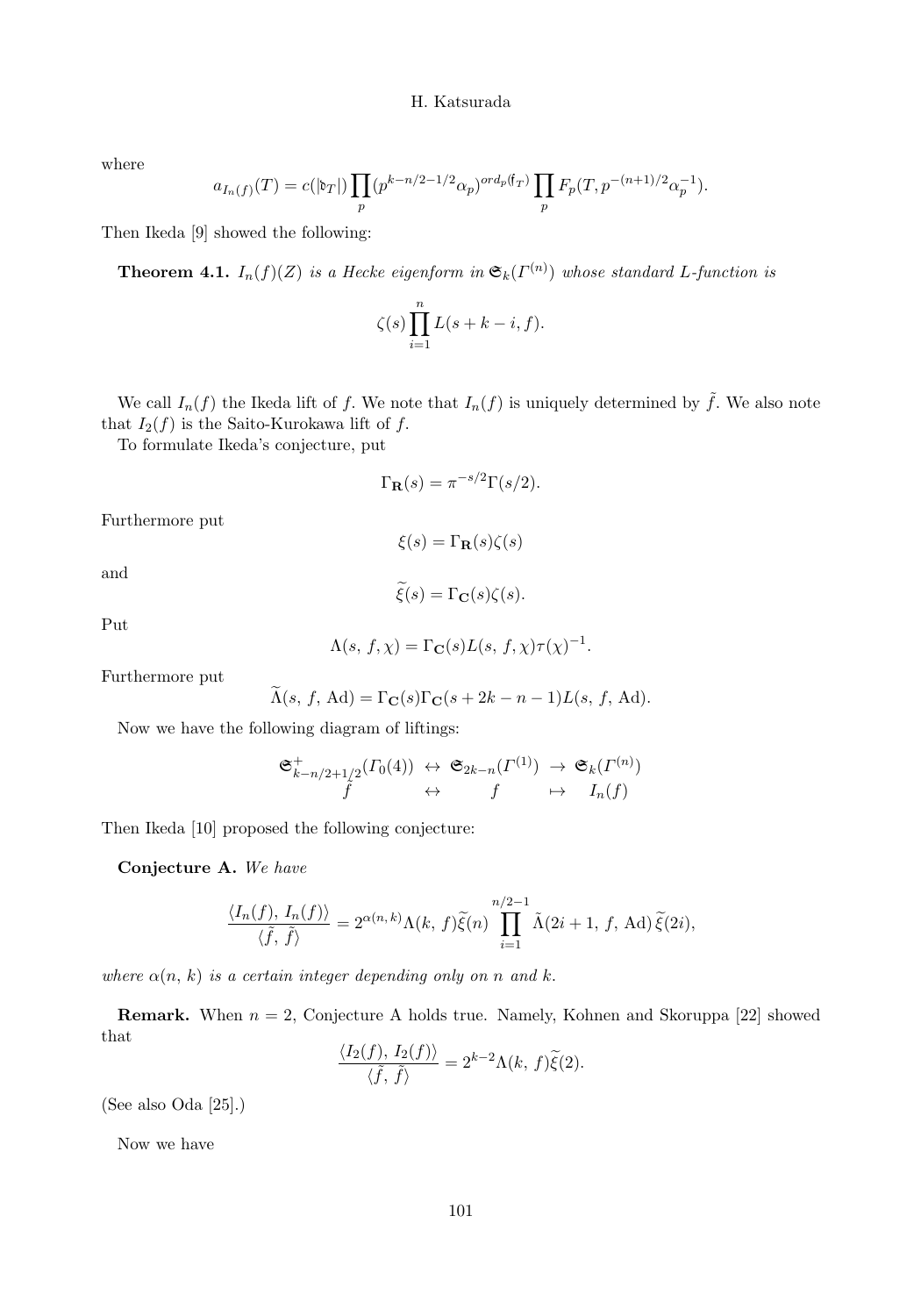where

$$a_{I_n(f)}(T) = c(|\mathfrak{d}_T|) \prod_p (p^{k-n/2-1/2}\alpha_p)^{ord_p(\mathfrak{f}_T)} \prod_p F_p(T, p^{-(n+1)/2}\alpha_p^{-1}).$$

Then Ikeda [9] showed the following:

**Theorem 4.1.** *$I_n(f)(Z)$ is a Hecke eigenform in $\mathfrak{S}_k(\Gamma^{(n)})$ whose standard L-function is*

$$\zeta(s) \prod_{i=1}^{n} L(s+k-i, f).$$

We call $I_n(f)$ the Ikeda lift of $f$. We note that $I_n(f)$ is uniquely determined by $\tilde{f}$. We also note that $I_2(f)$ is the Saito-Kurokawa lift of $f$.

To formulate Ikeda's conjecture, put

$$\Gamma_{\mathbf{R}}(s) = \pi^{-s/2}\Gamma(s/2).$$

Furthermore put

$$\xi(s) = \Gamma_{\mathbf{R}}(s)\zeta(s)$$

and

$$\widetilde{\xi}(s) = \Gamma_{\mathbf{C}}(s)\zeta(s).$$

Put

$$\Lambda(s,\, f, \chi) = \Gamma_{\mathbf{C}}(s) L(s,\, f, \chi)\tau(\chi)^{-1}.$$

Furthermore put

$$\widetilde{\Lambda}(s,\, f,\, \mathrm{Ad}) = \Gamma_{\mathbf{C}}(s)\Gamma_{\mathbf{C}}(s+2k-n-1)L(s,\, f,\, \mathrm{Ad}).$$

Now we have the following diagram of liftings:

$$\begin{array}{ccccc} \mathfrak{S}^{+}_{k-n/2+1/2}(\Gamma_0(4)) & \leftrightarrow & \mathfrak{S}_{2k-n}(\Gamma^{(1)}) & \rightarrow & \mathfrak{S}_k(\Gamma^{(n)}) \\ \tilde{f} & \leftrightarrow & f & \mapsto & I_n(f) \end{array}$$

Then Ikeda [10] proposed the following conjecture:

**Conjecture A.** *We have*

$$\frac{\langle I_n(f),\, I_n(f)\rangle}{\langle \tilde{f},\, \tilde{f}\rangle} = 2^{\alpha(n,\, k)}\Lambda(k,\, f)\widetilde{\xi}(n) \prod_{i=1}^{n/2-1} \tilde{\Lambda}(2i+1,\, f,\, \mathrm{Ad})\,\widetilde{\xi}(2i),$$

*where $\alpha(n,\, k)$ is a certain integer depending only on $n$ and $k$.*

**Remark.** When $n = 2$, Conjecture A holds true. Namely, Kohnen and Skoruppa [22] showed that

$$\frac{\langle I_2(f),\, I_2(f)\rangle}{\langle \tilde{f},\, \tilde{f}\rangle} = 2^{k-2}\Lambda(k,\, f)\widetilde{\xi}(2).$$

(See also Oda [25].)

Now we have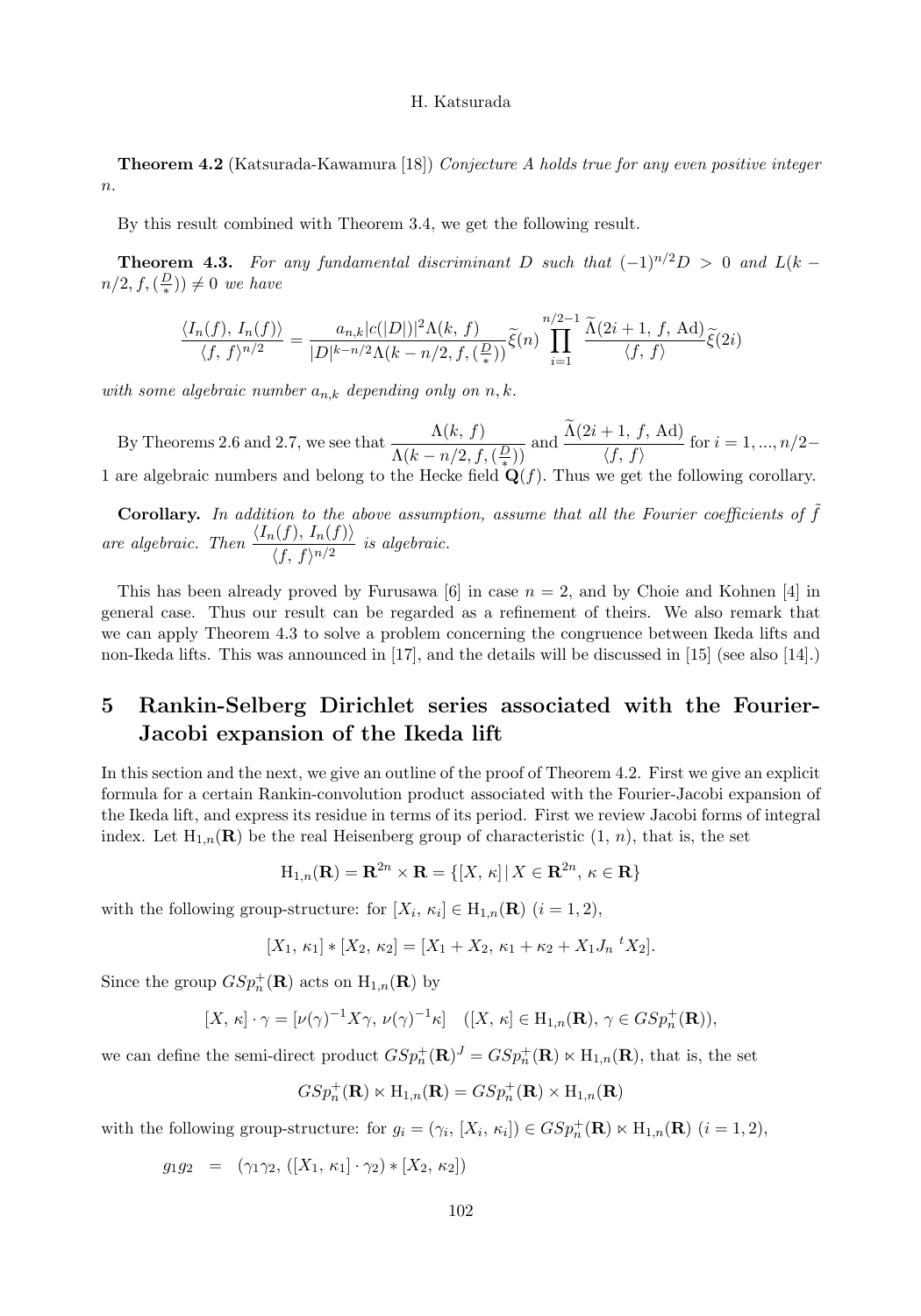**Theorem 4.2** (Katsurada-Kawamura [18]) *Conjecture A holds true for any even positive integer $n$.*

By this result combined with Theorem 3.4, we get the following result.

**Theorem 4.3.** *For any fundamental discriminant $D$ such that $(-1)^{n/2}D > 0$ and $L(k - n/2, f, (\frac{D}{*})) \neq 0$ we have*

$$\frac{\langle I_n(f),\, I_n(f)\rangle}{\langle f,\, f\rangle^{n/2}} = \frac{a_{n,k}|c(|D|)|^2 \Lambda(k,\, f)}{|D|^{k-n/2}\Lambda(k-n/2, f, (\frac{D}{*}))}\widetilde{\xi}(n)\prod_{i=1}^{n/2-1}\frac{\widetilde{\Lambda}(2i+1,\, f,\, \mathrm{Ad})}{\langle f,\, f\rangle}\widetilde{\xi}(2i)$$

*with some algebraic number $a_{n,k}$ depending only on $n, k$.*

By Theorems 2.6 and 2.7, we see that $\dfrac{\Lambda(k,\, f)}{\Lambda(k-n/2, f, (\frac{D}{*}))}$ and $\dfrac{\widetilde{\Lambda}(2i+1,\, f,\, \mathrm{Ad})}{\langle f,\, f\rangle}$ for $i = 1, ..., n/2-1$ are algebraic numbers and belong to the Hecke field $\mathbf{Q}(f)$. Thus we get the following corollary.

**Corollary.** *In addition to the above assumption, assume that all the Fourier coefficients of $\tilde{f}$ are algebraic. Then $\dfrac{\langle I_n(f),\, I_n(f)\rangle}{\langle f,\, f\rangle^{n/2}}$ is algebraic.*

This has been already proved by Furusawa [6] in case $n = 2$, and by Choie and Kohnen [4] in general case. Thus our result can be regarded as a refinement of theirs. We also remark that we can apply Theorem 4.3 to solve a problem concerning the congruence between Ikeda lifts and non-Ikeda lifts. This was announced in [17], and the details will be discussed in [15] (see also [14].)

# 5 Rankin-Selberg Dirichlet series associated with the Fourier-Jacobi expansion of the Ikeda lift

In this section and the next, we give an outline of the proof of Theorem 4.2. First we give an explicit formula for a certain Rankin-convolution product associated with the Fourier-Jacobi expansion of the Ikeda lift, and express its residue in terms of its period. First we review Jacobi forms of integral index. Let $\mathrm{H}_{1,n}(\mathbf{R})$ be the real Heisenberg group of characteristic $(1,\, n)$, that is, the set

$$\mathrm{H}_{1,n}(\mathbf{R}) = \mathbf{R}^{2n} \times \mathbf{R} = \{[X,\, \kappa] \,|\, X \in \mathbf{R}^{2n},\, \kappa \in \mathbf{R}\}$$

with the following group-structure: for $[X_i,\, \kappa_i] \in \mathrm{H}_{1,n}(\mathbf{R})$ $(i = 1, 2)$,

$$[X_1,\, \kappa_1] * [X_2,\, \kappa_2] = [X_1 + X_2,\, \kappa_1 + \kappa_2 + X_1 J_n\, {}^tX_2].$$

Since the group $GSp_n^+(\mathbf{R})$ acts on $\mathrm{H}_{1,n}(\mathbf{R})$ by

$$[X,\, \kappa]\cdot\gamma = [\nu(\gamma)^{-1}X\gamma,\, \nu(\gamma)^{-1}\kappa] \quad ([X,\, \kappa] \in \mathrm{H}_{1,n}(\mathbf{R}),\, \gamma \in GSp_n^+(\mathbf{R})),$$

we can define the semi-direct product $GSp_n^+(\mathbf{R})^J = GSp_n^+(\mathbf{R}) \ltimes \mathrm{H}_{1,n}(\mathbf{R})$, that is, the set

$$GSp_n^+(\mathbf{R}) \ltimes \mathrm{H}_{1,n}(\mathbf{R}) = GSp_n^+(\mathbf{R}) \times \mathrm{H}_{1,n}(\mathbf{R})$$

with the following group-structure: for $g_i = (\gamma_i,\, [X_i,\, \kappa_i]) \in GSp_n^+(\mathbf{R}) \ltimes \mathrm{H}_{1,n}(\mathbf{R})$ $(i = 1, 2)$,

$$g_1 g_2 \;\; = \;\; (\gamma_1\gamma_2,\, ([X_1,\, \kappa_1]\cdot\gamma_2) * [X_2,\, \kappa_2])$$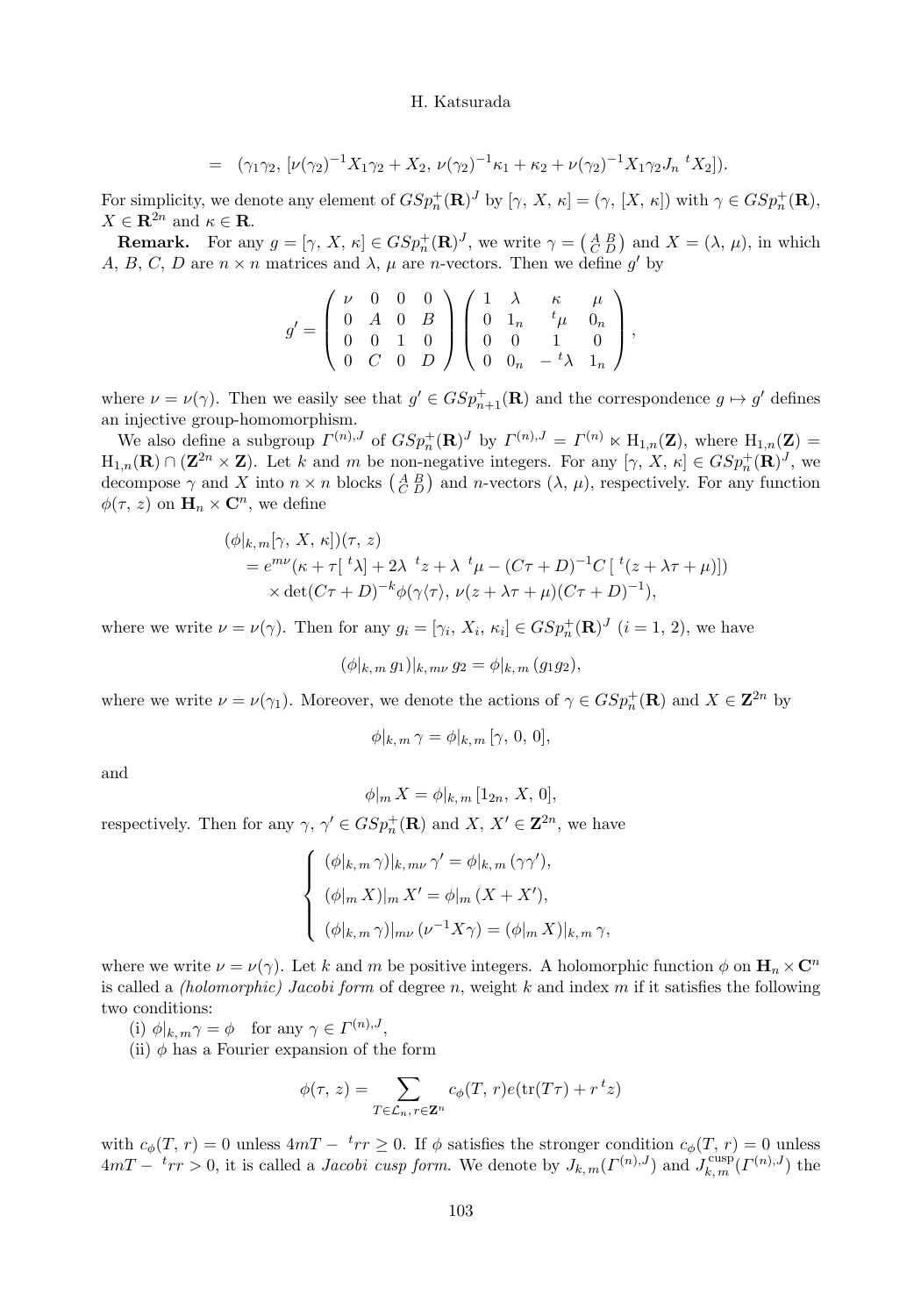$$= \ (\gamma_1\gamma_2,\ [\nu(\gamma_2)^{-1}X_1\gamma_2 + X_2,\ \nu(\gamma_2)^{-1}\kappa_1 + \kappa_2 + \nu(\gamma_2)^{-1}X_1\gamma_2 J_n\ {}^tX_2]).$$

For simplicity, we denote any element of $GSp_n^+(\mathbf{R})^J$ by $[\gamma,\ X,\ \kappa] = (\gamma,\ [X,\ \kappa])$ with $\gamma \in GSp_n^+(\mathbf{R})$, $X \in \mathbf{R}^{2n}$ and $\kappa \in \mathbf{R}$.

**Remark.** For any $g = [\gamma,\ X,\ \kappa] \in GSp_n^+(\mathbf{R})^J$, we write $\gamma = \left(\begin{smallmatrix} A & B \\ C & D \end{smallmatrix}\right)$ and $X = (\lambda,\ \mu)$, in which $A$, $B$, $C$, $D$ are $n \times n$ matrices and $\lambda$, $\mu$ are $n$-vectors. Then we define $g'$ by

$$g' = \begin{pmatrix} \nu & 0 & 0 & 0 \\ 0 & A & 0 & B \\ 0 & 0 & 1 & 0 \\ 0 & C & 0 & D \end{pmatrix} \begin{pmatrix} 1 & \lambda & \kappa & \mu \\ 0 & 1_n & {}^t\mu & 0_n \\ 0 & 0 & 1 & 0 \\ 0 & 0_n & -\ {}^t\lambda & 1_n \end{pmatrix},$$

where $\nu = \nu(\gamma)$. Then we easily see that $g' \in GSp_{n+1}^+(\mathbf{R})$ and the correspondence $g \mapsto g'$ defines an injective group-homomorphism.

We also define a subgroup $\Gamma^{(n),J}$ of $GSp_n^+(\mathbf{R})^J$ by $\Gamma^{(n),J} = \Gamma^{(n)} \ltimes \mathrm{H}_{1,n}(\mathbf{Z})$, where $\mathrm{H}_{1,n}(\mathbf{Z}) = \mathrm{H}_{1,n}(\mathbf{R}) \cap (\mathbf{Z}^{2n} \times \mathbf{Z})$. Let $k$ and $m$ be non-negative integers. For any $[\gamma,\ X,\ \kappa] \in GSp_n^+(\mathbf{R})^J$, we decompose $\gamma$ and $X$ into $n \times n$ blocks $\left(\begin{smallmatrix} A & B \\ C & D \end{smallmatrix}\right)$ and $n$-vectors $(\lambda,\ \mu)$, respectively. For any function $\phi(\tau,\ z)$ on $\mathbf{H}_n \times \mathbf{C}^n$, we define

$$\begin{aligned}
&(\phi|_{k,\,m}[\gamma,\ X,\ \kappa])(\tau,\ z) \\
&\quad = e^{m\nu}(\kappa + \tau[\ {}^t\lambda] + 2\lambda\ {}^tz + \lambda\ {}^t\mu - (C\tau + D)^{-1}C\,[\ {}^t(z + \lambda\tau + \mu)]) \\
&\quad \times \det(C\tau + D)^{-k}\phi(\gamma\langle\tau\rangle,\ \nu(z + \lambda\tau + \mu)(C\tau + D)^{-1}),
\end{aligned}$$

where we write $\nu = \nu(\gamma)$. Then for any $g_i = [\gamma_i,\ X_i,\ \kappa_i] \in GSp_n^+(\mathbf{R})^J$ $(i = 1,\ 2)$, we have

$$(\phi|_{k,\,m}\, g_1)|_{k,\,m\nu}\, g_2 = \phi|_{k,\,m}\,(g_1 g_2),$$

where we write $\nu = \nu(\gamma_1)$. Moreover, we denote the actions of $\gamma \in GSp_n^+(\mathbf{R})$ and $X \in \mathbf{Z}^{2n}$ by

$$\phi|_{k,\,m}\,\gamma = \phi|_{k,\,m}\,[\gamma,\ 0,\ 0],$$

and

$$\phi|_m\, X = \phi|_{k,\,m}\,[1_{2n},\ X,\ 0],$$

respectively. Then for any $\gamma,\ \gamma' \in GSp_n^+(\mathbf{R})$ and $X,\ X' \in \mathbf{Z}^{2n}$, we have

$$\begin{cases}
(\phi|_{k,\,m}\,\gamma)|_{k,\,m\nu}\,\gamma' = \phi|_{k,\,m}\,(\gamma\gamma'), \\
(\phi|_m\, X)|_m\, X' = \phi|_m\,(X + X'), \\
(\phi|_{k,\,m}\,\gamma)|_{m\nu}\,(\nu^{-1}X\gamma) = (\phi|_m\, X)|_{k,\,m}\,\gamma,
\end{cases}$$

where we write $\nu = \nu(\gamma)$. Let $k$ and $m$ be positive integers. A holomorphic function $\phi$ on $\mathbf{H}_n \times \mathbf{C}^n$ is called a *(holomorphic) Jacobi form* of degree $n$, weight $k$ and index $m$ if it satisfies the following two conditions:

(i) $\phi|_{k,\,m}\gamma = \phi \quad$ for any $\gamma \in \Gamma^{(n),J}$,

(ii) $\phi$ has a Fourier expansion of the form

$$\phi(\tau,\ z) = \sum_{T \in \mathcal{L}_n,\, r \in \mathbf{Z}^n} c_\phi(T,\ r) e(\mathrm{tr}(T\tau) + r\,{}^tz)$$

with $c_\phi(T,\ r) = 0$ unless $4mT -\ {}^trr \geq 0$. If $\phi$ satisfies the stronger condition $c_\phi(T,\ r) = 0$ unless $4mT -\ {}^trr > 0$, it is called a *Jacobi cusp form*. We denote by $J_{k,\,m}(\Gamma^{(n),J})$ and $J_{k,\,m}^{\mathrm{cusp}}(\Gamma^{(n),J})$ the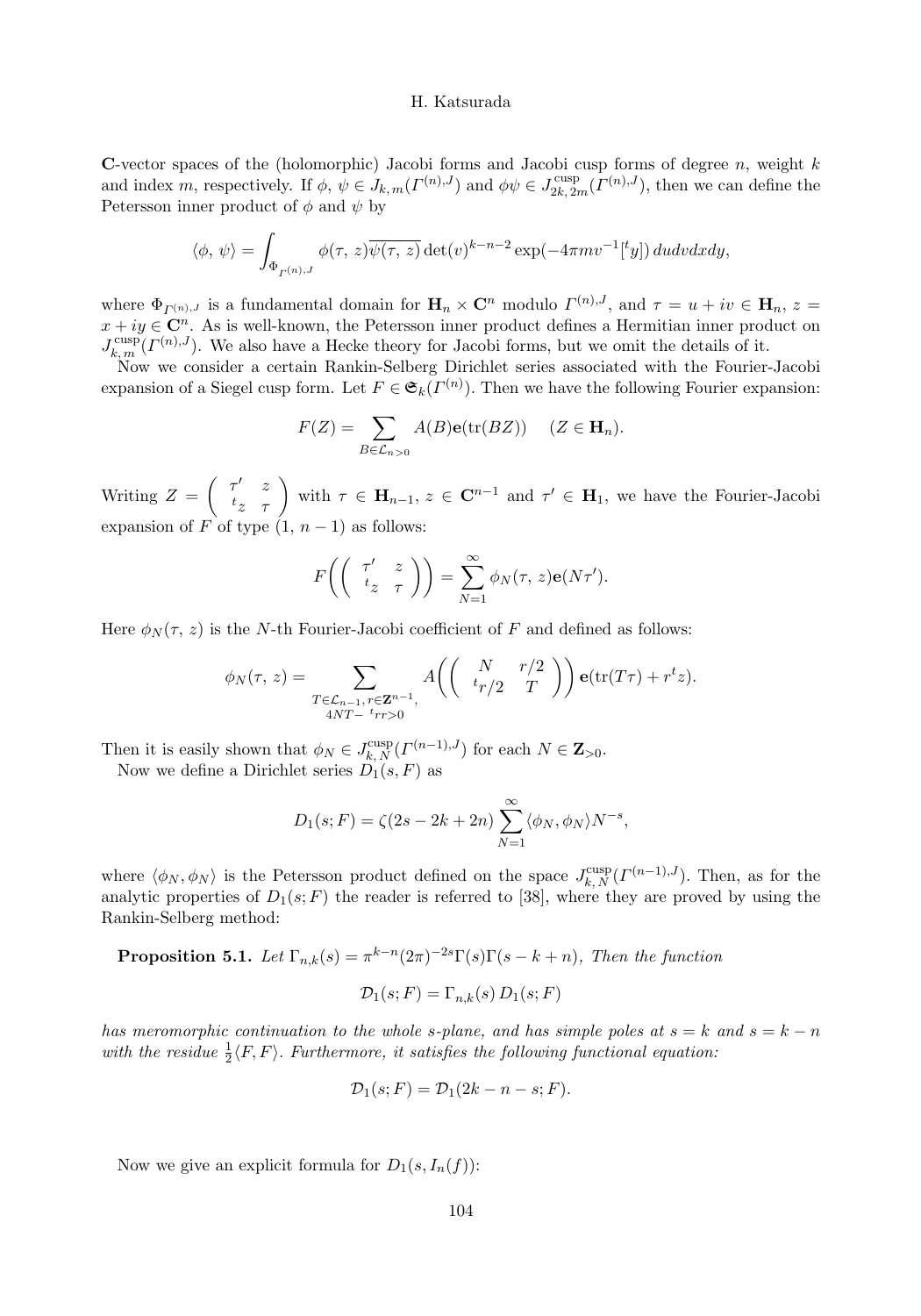**C**-vector spaces of the (holomorphic) Jacobi forms and Jacobi cusp forms of degree $n$, weight $k$ and index $m$, respectively. If $\phi,\ \psi \in J_{k,\,m}(\Gamma^{(n),J})$ and $\phi\psi \in J_{2k,\,2m}^{\mathrm{cusp}}(\Gamma^{(n),J})$, then we can define the Petersson inner product of $\phi$ and $\psi$ by

$$\langle \phi,\, \psi\rangle = \int_{\Phi_{\Gamma^{(n),J}}} \phi(\tau,\, z)\overline{\psi(\tau,\, z)}\det(v)^{k-n-2}\exp(-4\pi m v^{-1}[{}^t y])\, dudvdxdy,$$

where $\Phi_{\Gamma^{(n),J}}$ is a fundamental domain for $\mathbf{H}_n \times \mathbf{C}^n$ modulo $\Gamma^{(n),J}$, and $\tau = u + iv \in \mathbf{H}_n$, $z = x + iy \in \mathbf{C}^n$. As is well-known, the Petersson inner product defines a Hermitian inner product on $J_{k,\,m}^{\mathrm{cusp}}(\Gamma^{(n),J})$. We also have a Hecke theory for Jacobi forms, but we omit the details of it.

Now we consider a certain Rankin-Selberg Dirichlet series associated with the Fourier-Jacobi expansion of a Siegel cusp form. Let $F \in \mathfrak{S}_k(\Gamma^{(n)})$. Then we have the following Fourier expansion:

$$F(Z) = \sum_{B \in \mathcal{L}_{n>0}} A(B)\mathbf{e}(\mathrm{tr}(BZ)) \quad (Z \in \mathbf{H}_n).$$

Writing $Z = \begin{pmatrix} \tau' & z \\ {}^t z & \tau \end{pmatrix}$ with $\tau \in \mathbf{H}_{n-1}$, $z \in \mathbf{C}^{n-1}$ and $\tau' \in \mathbf{H}_1$, we have the Fourier-Jacobi expansion of $F$ of type $(1,\, n-1)$ as follows:

$$F\left(\begin{pmatrix} \tau' & z \\ {}^t z & \tau \end{pmatrix}\right) = \sum_{N=1}^{\infty} \phi_N(\tau,\, z)\mathbf{e}(N\tau').$$

Here $\phi_N(\tau,\, z)$ is the $N$-th Fourier-Jacobi coefficient of $F$ and defined as follows:

$$\phi_N(\tau,\, z) = \sum_{\substack{T \in \mathcal{L}_{n-1},\, r \in \mathbf{Z}^{n-1}, \\ 4NT - {}^t rr > 0}} A\left(\begin{pmatrix} N & r/2 \\ {}^t r/2 & T \end{pmatrix}\right)\mathbf{e}(\mathrm{tr}(T\tau) + r\,{}^t z).$$

Then it is easily shown that $\phi_N \in J_{k,\,N}^{\mathrm{cusp}}(\Gamma^{(n-1),J})$ for each $N \in \mathbf{Z}_{>0}$.

Now we define a Dirichlet series $D_1(s, F)$ as

$$D_1(s; F) = \zeta(2s - 2k + 2n)\sum_{N=1}^{\infty} \langle \phi_N, \phi_N\rangle N^{-s},$$

where $\langle \phi_N, \phi_N\rangle$ is the Petersson product defined on the space $J_{k,\,N}^{\mathrm{cusp}}(\Gamma^{(n-1),J})$. Then, as for the analytic properties of $D_1(s; F)$ the reader is referred to [38], where they are proved by using the Rankin-Selberg method:

**Proposition 5.1.** *Let $\Gamma_{n,k}(s) = \pi^{k-n}(2\pi)^{-2s}\Gamma(s)\Gamma(s-k+n)$, Then the function*

$$\mathcal{D}_1(s; F) = \Gamma_{n,k}(s)\, D_1(s; F)$$

*has meromorphic continuation to the whole s-plane, and has simple poles at $s = k$ and $s = k - n$ with the residue $\frac{1}{2}\langle F, F\rangle$. Furthermore, it satisfies the following functional equation:*

$$\mathcal{D}_1(s; F) = \mathcal{D}_1(2k - n - s; F).$$

Now we give an explicit formula for $D_1(s, I_n(f))$: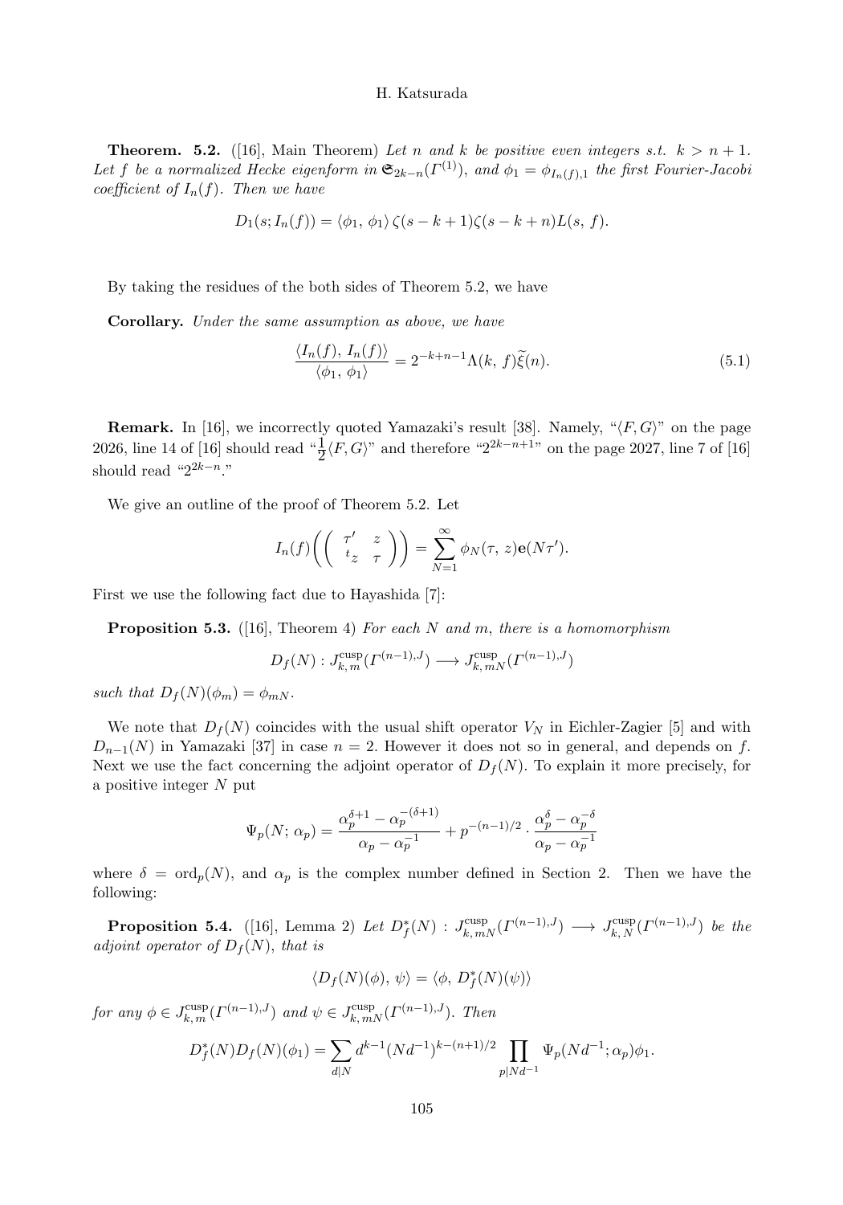**Theorem. 5.2.** ([16], Main Theorem) *Let $n$ and $k$ be positive even integers s.t. $k > n+1$. Let $f$ be a normalized Hecke eigenform in $\mathfrak{S}_{2k-n}(\Gamma^{(1)})$, and $\phi_1 = \phi_{I_n(f),1}$ the first Fourier-Jacobi coefficient of $I_n(f)$. Then we have*

$$D_1(s; I_n(f)) = \langle \phi_1,\, \phi_1 \rangle\, \zeta(s-k+1)\zeta(s-k+n)L(s,\, f).$$

By taking the residues of the both sides of Theorem 5.2, we have

**Corollary.** *Under the same assumption as above, we have*

$$\frac{\langle I_n(f),\, I_n(f)\rangle}{\langle \phi_1,\, \phi_1\rangle} = 2^{-k+n-1}\Lambda(k,\, f)\widetilde{\xi}(n). \tag{5.1}$$

**Remark.** In [16], we incorrectly quoted Yamazaki's result [38]. Namely, "$\langle F, G\rangle$" on the page 2026, line 14 of [16] should read "$\frac{1}{2}\langle F, G\rangle$" and therefore "$2^{2k-n+1}$" on the page 2027, line 7 of [16] should read "$2^{2k-n}$."

We give an outline of the proof of Theorem 5.2. Let

$$I_n(f)\left(\begin{pmatrix} \tau' & z \\ {}^t z & \tau \end{pmatrix}\right) = \sum_{N=1}^{\infty} \phi_N(\tau,\, z)\mathbf{e}(N\tau').$$

First we use the following fact due to Hayashida [7]:

**Proposition 5.3.** ([16], Theorem 4) *For each $N$ and $m$, there is a homomorphism*

$$D_f(N) : J_{k,\,m}^{\mathrm{cusp}}(\Gamma^{(n-1),J}) \longrightarrow J_{k,\,mN}^{\mathrm{cusp}}(\Gamma^{(n-1),J})$$

*such that $D_f(N)(\phi_m) = \phi_{mN}$.*

We note that $D_f(N)$ coincides with the usual shift operator $V_N$ in Eichler-Zagier [5] and with $D_{n-1}(N)$ in Yamazaki [37] in case $n = 2$. However it does not so in general, and depends on $f$. Next we use the fact concerning the adjoint operator of $D_f(N)$. To explain it more precisely, for a positive integer $N$ put

$$\Psi_p(N;\, \alpha_p) = \frac{\alpha_p^{\delta+1} - \alpha_p^{-(\delta+1)}}{\alpha_p - \alpha_p^{-1}} + p^{-(n-1)/2} \cdot \frac{\alpha_p^{\delta} - \alpha_p^{-\delta}}{\alpha_p - \alpha_p^{-1}}$$

where $\delta = \mathrm{ord}_p(N)$, and $\alpha_p$ is the complex number defined in Section 2. Then we have the following:

**Proposition 5.4.** ([16], Lemma 2) *Let $D_f^*(N) : J_{k,\,mN}^{\mathrm{cusp}}(\Gamma^{(n-1),J}) \longrightarrow J_{k,\,N}^{\mathrm{cusp}}(\Gamma^{(n-1),J})$ be the adjoint operator of $D_f(N)$, that is*

$$\langle D_f(N)(\phi),\, \psi\rangle = \langle \phi,\, D_f^*(N)(\psi)\rangle$$

*for any $\phi \in J_{k,\,m}^{\mathrm{cusp}}(\Gamma^{(n-1),J})$ and $\psi \in J_{k,\,mN}^{\mathrm{cusp}}(\Gamma^{(n-1),J})$. Then*

$$D_f^*(N)D_f(N)(\phi_1) = \sum_{d\mid N} d^{k-1}(Nd^{-1})^{k-(n+1)/2} \prod_{p\mid Nd^{-1}} \Psi_p(Nd^{-1};\alpha_p)\phi_1.$$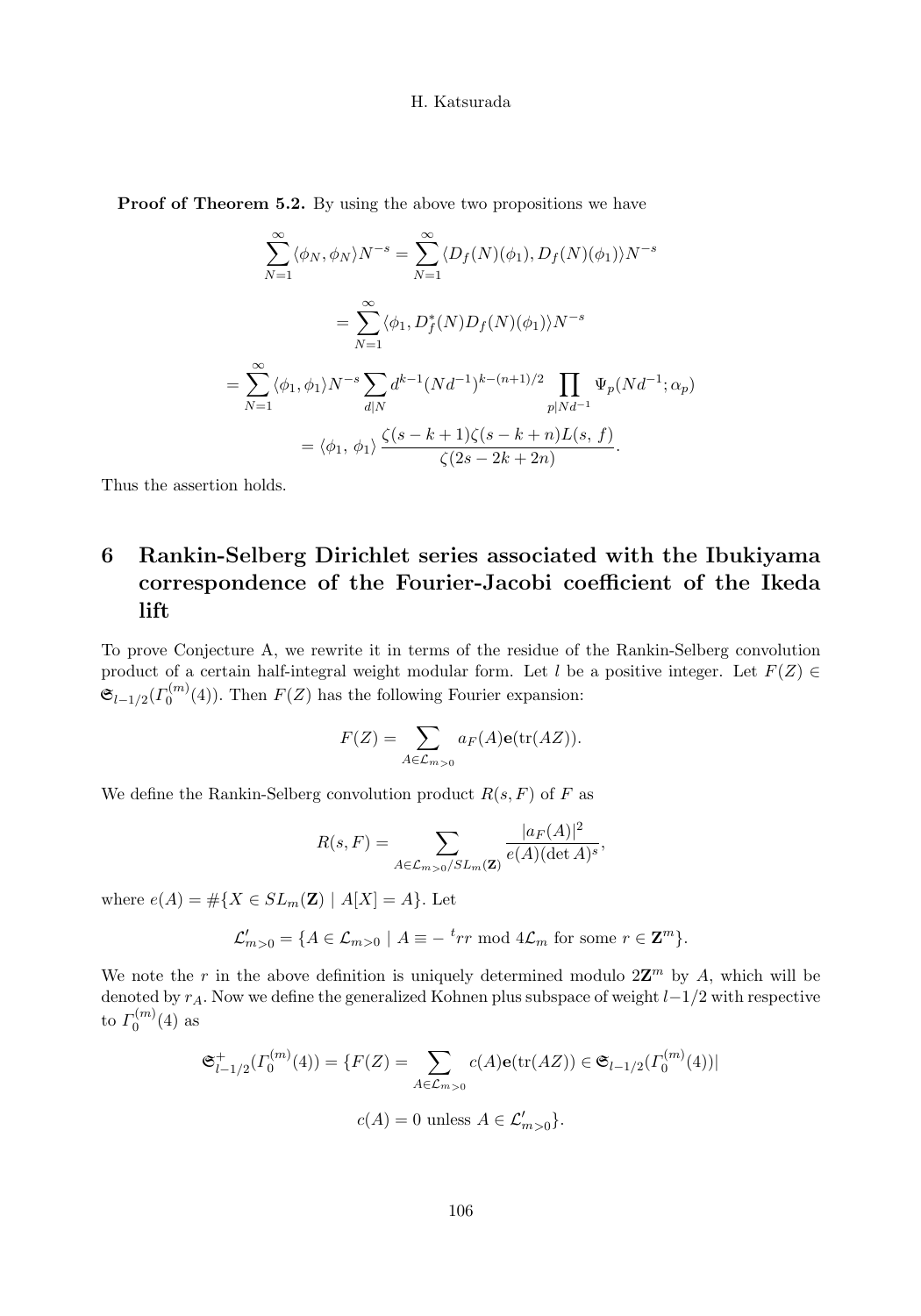**Proof of Theorem 5.2.** By using the above two propositions we have

$$\sum_{N=1}^{\infty}\langle \phi_N,\phi_N\rangle N^{-s}=\sum_{N=1}^{\infty}\langle D_f(N)(\phi_1),D_f(N)(\phi_1)\rangle N^{-s}$$

$$=\sum_{N=1}^{\infty}\langle \phi_1,D_f^*(N)D_f(N)(\phi_1)\rangle N^{-s}$$

$$=\sum_{N=1}^{\infty}\langle \phi_1,\phi_1\rangle N^{-s}\sum_{d|N}d^{k-1}(Nd^{-1})^{k-(n+1)/2}\prod_{p|Nd^{-1}}\Psi_p(Nd^{-1};\alpha_p)$$

$$=\langle \phi_1,\,\phi_1\rangle\,\frac{\zeta(s-k+1)\zeta(s-k+n)L(s,\,f)}{\zeta(2s-2k+2n)}.$$

Thus the assertion holds.

## 6 Rankin-Selberg Dirichlet series associated with the Ibukiyama correspondence of the Fourier-Jacobi coefficient of the Ikeda lift

To prove Conjecture A, we rewrite it in terms of the residue of the Rankin-Selberg convolution product of a certain half-integral weight modular form. Let $l$ be a positive integer. Let $F(Z)\in \mathfrak{S}_{l-1/2}(\Gamma_0^{(m)}(4))$. Then $F(Z)$ has the following Fourier expansion:

$$F(Z)=\sum_{A\in\mathcal{L}_{m>0}}a_F(A)\mathbf{e}(\mathrm{tr}(AZ)).$$

We define the Rankin-Selberg convolution product $R(s,F)$ of $F$ as

$$R(s,F)=\sum_{A\in\mathcal{L}_{m>0}/SL_m(\mathbf{Z})}\frac{|a_F(A)|^2}{e(A)(\det A)^s},$$

where $e(A)=\#\{X\in SL_m(\mathbf{Z})\mid A[X]=A\}$. Let

$$\mathcal{L}'_{m>0}=\{A\in\mathcal{L}_{m>0}\mid A\equiv -\,{}^t rr \bmod 4\mathcal{L}_m \text{ for some } r\in\mathbf{Z}^m\}.$$

We note the $r$ in the above definition is uniquely determined modulo $2\mathbf{Z}^m$ by $A$, which will be denoted by $r_A$. Now we define the generalized Kohnen plus subspace of weight $l-1/2$ with respective to $\Gamma_0^{(m)}(4)$ as

$$\mathfrak{S}^+_{l-1/2}(\Gamma_0^{(m)}(4))=\{F(Z)=\sum_{A\in\mathcal{L}_{m>0}}c(A)\mathbf{e}(\mathrm{tr}(AZ))\in\mathfrak{S}_{l-1/2}(\Gamma_0^{(m)}(4))|$$

$$c(A)=0 \text{ unless } A\in\mathcal{L}'_{m>0}\}.$$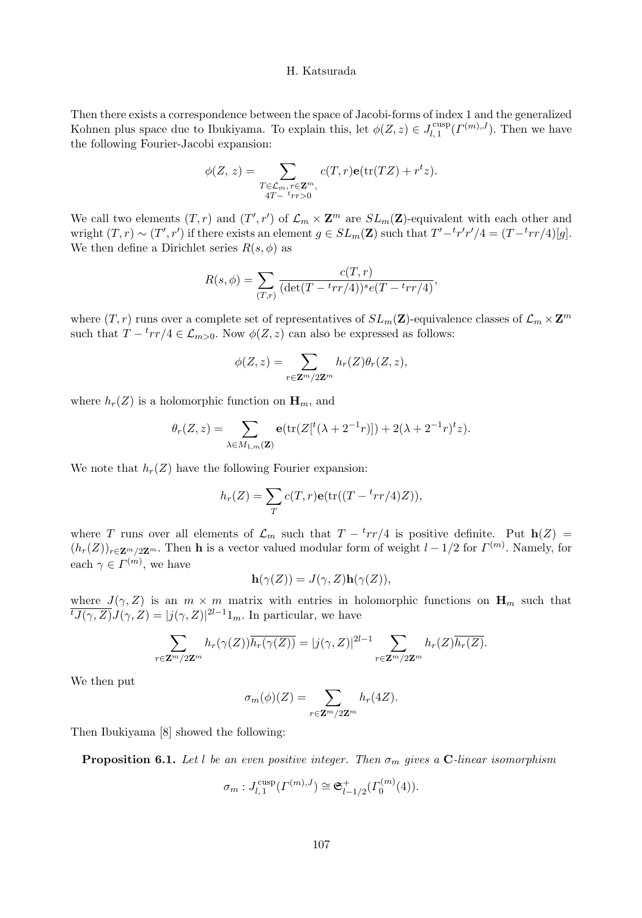Then there exists a correspondence between the space of Jacobi-forms of index 1 and the generalized Kohnen plus space due to Ibukiyama. To explain this, let $\phi(Z,z) \in J_{l,1}^{\mathrm{cusp}}(\Gamma^{(m),J})$. Then we have the following Fourier-Jacobi expansion:

$$\phi(Z,\, z) = \sum_{\substack{T \in \mathcal{L}_m, r \in \mathbf{Z}^m, \\ 4T - {}^t rr > 0}} c(T,r)\mathbf{e}(\mathrm{tr}(TZ) + r^t z).$$

We call two elements $(T,r)$ and $(T',r')$ of $\mathcal{L}_m \times \mathbf{Z}^m$ are $SL_m(\mathbf{Z})$-equivalent with each other and wright $(T,r) \sim (T',r')$ if there exists an element $g \in SL_m(\mathbf{Z})$ such that $T' - {}^t r' r'/4 = (T - {}^t rr/4)[g]$. We then define a Dirichlet series $R(s,\phi)$ as

$$R(s,\phi) = \sum_{(T,r)} \frac{c(T,r)}{(\det(T - {}^t rr/4))^s e(T - {}^t rr/4)},$$

where $(T,r)$ runs over a complete set of representatives of $SL_m(\mathbf{Z})$-equivalence classes of $\mathcal{L}_m \times \mathbf{Z}^m$ such that $T - {}^t rr/4 \in \mathcal{L}_{m>0}$. Now $\phi(Z,z)$ can also be expressed as follows:

$$\phi(Z,z) = \sum_{r \in \mathbf{Z}^m / 2\mathbf{Z}^m} h_r(Z)\theta_r(Z,z),$$

where $h_r(Z)$ is a holomorphic function on $\mathbf{H}_m$, and

$$\theta_r(Z,z) = \sum_{\lambda \in M_{1,m}(\mathbf{Z})} \mathbf{e}(\mathrm{tr}(Z[{}^t(\lambda + 2^{-1}r)]) + 2(\lambda + 2^{-1}r)^t z).$$

We note that $h_r(Z)$ have the following Fourier expansion:

$$h_r(Z) = \sum_T c(T,r)\mathbf{e}(\mathrm{tr}((T - {}^t rr/4)Z)),$$

where $T$ runs over all elements of $\mathcal{L}_m$ such that $T - {}^t rr/4$ is positive definite. Put $\mathbf{h}(Z) = (h_r(Z))_{r \in \mathbf{Z}^m/2\mathbf{Z}^m}$. Then $\mathbf{h}$ is a vector valued modular form of weight $l - 1/2$ for $\Gamma^{(m)}$. Namely, for each $\gamma \in \Gamma^{(m)}$, we have

$$\mathbf{h}(\gamma(Z)) = J(\gamma,Z)\mathbf{h}(\gamma(Z)),$$

where $J(\gamma,Z)$ is an $m \times m$ matrix with entries in holomorphic functions on $\mathbf{H}_m$ such that $\overline{{}^t J(\gamma,Z)} J(\gamma,Z) = |j(\gamma,Z)|^{2l-1} 1_m$. In particular, we have

$$\sum_{r \in \mathbf{Z}^m/2\mathbf{Z}^m} h_r(\gamma(Z))\overline{h_r(\gamma(Z))} = |j(\gamma,Z)|^{2l-1} \sum_{r \in \mathbf{Z}^m/2\mathbf{Z}^m} h_r(Z)\overline{h_r(Z)}.$$

We then put

$$\sigma_m(\phi)(Z) = \sum_{r \in \mathbf{Z}^m/2\mathbf{Z}^m} h_r(4Z).$$

Then Ibukiyama [8] showed the following:

**Proposition 6.1.** *Let $l$ be an even positive integer. Then $\sigma_m$ gives a $\mathbf{C}$-linear isomorphism*

$$\sigma_m : J_{l,1}^{\mathrm{cusp}}(\Gamma^{(m),J}) \cong \mathfrak{S}_{l-1/2}^{+}(\Gamma_0^{(m)}(4)).$$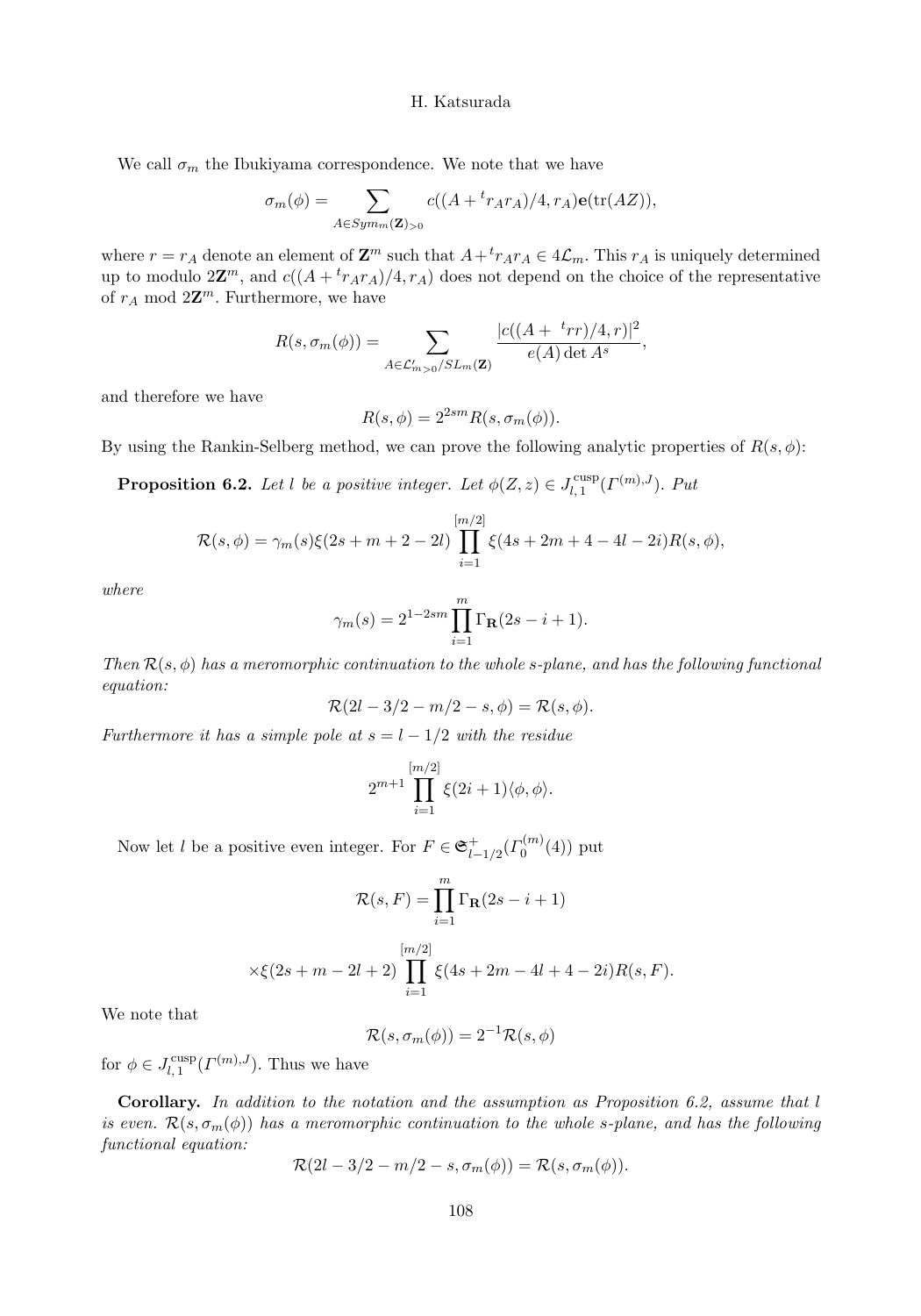We call $\sigma_m$ the Ibukiyama correspondence. We note that we have

$$\sigma_m(\phi) = \sum_{A \in Sym_m(\mathbf{Z})_{>0}} c((A + {}^t r_A r_A)/4, r_A)\mathbf{e}(\mathrm{tr}(AZ)),$$

where $r = r_A$ denote an element of $\mathbf{Z}^m$ such that $A + {}^t r_A r_A \in 4\mathcal{L}_m$. This $r_A$ is uniquely determined up to modulo $2\mathbf{Z}^m$, and $c((A + {}^t r_A r_A)/4, r_A)$ does not depend on the choice of the representative of $r_A$ mod $2\mathbf{Z}^m$. Furthermore, we have

$$R(s, \sigma_m(\phi)) = \sum_{A \in \mathcal{L}'_{m\,>0}/SL_m(\mathbf{Z})} \frac{|c((A + {}^t rr)/4, r)|^2}{e(A) \det A^s},$$

and therefore we have

$$R(s, \phi) = 2^{2sm} R(s, \sigma_m(\phi)).$$

By using the Rankin-Selberg method, we can prove the following analytic properties of $R(s, \phi)$:

**Proposition 6.2.** *Let $l$ be a positive integer. Let $\phi(Z, z) \in J_{l,1}^{\mathrm{cusp}}(\Gamma^{(m),J})$. Put*

$$\mathcal{R}(s, \phi) = \gamma_m(s)\xi(2s + m + 2 - 2l) \prod_{i=1}^{[m/2]} \xi(4s + 2m + 4 - 4l - 2i) R(s, \phi),$$

*where*

$$\gamma_m(s) = 2^{1-2sm} \prod_{i=1}^{m} \Gamma_{\mathbf{R}}(2s - i + 1).$$

*Then $\mathcal{R}(s, \phi)$ has a meromorphic continuation to the whole $s$-plane, and has the following functional equation:*

$$\mathcal{R}(2l - 3/2 - m/2 - s, \phi) = \mathcal{R}(s, \phi).$$

*Furthermore it has a simple pole at $s = l - 1/2$ with the residue*

$$2^{m+1} \prod_{i=1}^{[m/2]} \xi(2i + 1)\langle \phi, \phi \rangle.$$

Now let $l$ be a positive even integer. For $F \in \mathfrak{S}_{l-1/2}^{+}(\Gamma_0^{(m)}(4))$ put

$$\mathcal{R}(s, F) = \prod_{i=1}^{m} \Gamma_{\mathbf{R}}(2s - i + 1)$$

$$\times \xi(2s + m - 2l + 2) \prod_{i=1}^{[m/2]} \xi(4s + 2m - 4l + 4 - 2i) R(s, F).$$

We note that

$$\mathcal{R}(s, \sigma_m(\phi)) = 2^{-1}\mathcal{R}(s, \phi)$$

for $\phi \in J_{l,1}^{\mathrm{cusp}}(\Gamma^{(m),J})$. Thus we have

**Corollary.** *In addition to the notation and the assumption as Proposition 6.2, assume that $l$ is even. $\mathcal{R}(s, \sigma_m(\phi))$ has a meromorphic continuation to the whole $s$-plane, and has the following functional equation:*

$$\mathcal{R}(2l - 3/2 - m/2 - s, \sigma_m(\phi)) = \mathcal{R}(s, \sigma_m(\phi)).$$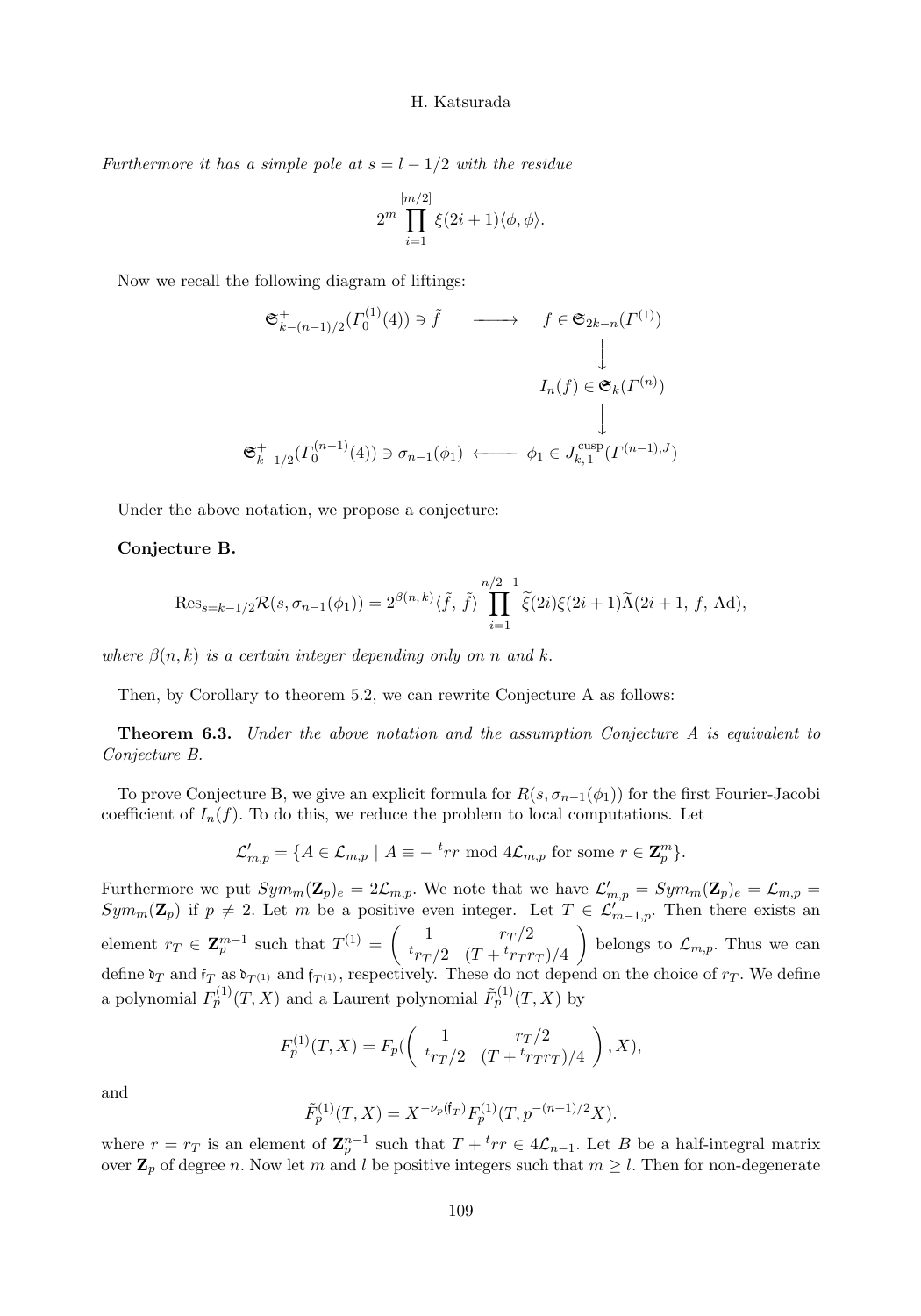*Furthermore it has a simple pole at $s = l - 1/2$ with the residue*

$$2^m \prod_{i=1}^{[m/2]} \xi(2i+1)\langle \phi, \phi \rangle.$$

Now we recall the following diagram of liftings:

$$\begin{array}{ccc}
\mathfrak{S}^+_{k-(n-1)/2}(\Gamma_0^{(1)}(4)) \ni \tilde{f} & \longrightarrow & f \in \mathfrak{S}_{2k-n}(\Gamma^{(1)}) \\
 & & \downarrow \\
 & & I_n(f) \in \mathfrak{S}_k(\Gamma^{(n)}) \\
 & & \downarrow \\
\mathfrak{S}^+_{k-1/2}(\Gamma_0^{(n-1)}(4)) \ni \sigma_{n-1}(\phi_1) & \longleftarrow & \phi_1 \in J^{\mathrm{cusp}}_{k,1}(\Gamma^{(n-1),J})
\end{array}$$

Under the above notation, we propose a conjecture:

**Conjecture B.**

$$\mathrm{Res}_{s=k-1/2}\mathcal{R}(s, \sigma_{n-1}(\phi_1)) = 2^{\beta(n,k)}\langle \tilde{f},\ \tilde{f} \rangle \prod_{i=1}^{n/2-1} \widetilde{\xi}(2i)\xi(2i+1)\widetilde{\Lambda}(2i+1,\ f,\ \mathrm{Ad}),$$

*where $\beta(n,k)$ is a certain integer depending only on $n$ and $k$.*

Then, by Corollary to theorem 5.2, we can rewrite Conjecture A as follows:

**Theorem 6.3.** *Under the above notation and the assumption Conjecture A is equivalent to Conjecture B.*

To prove Conjecture B, we give an explicit formula for $R(s, \sigma_{n-1}(\phi_1))$ for the first Fourier-Jacobi coefficient of $I_n(f)$. To do this, we reduce the problem to local computations. Let

$$\mathcal{L}'_{m,p} = \{A \in \mathcal{L}_{m,p} \mid A \equiv -\,{}^t rr \bmod 4\mathcal{L}_{m,p} \text{ for some } r \in \mathbf{Z}_p^m\}.$$

Furthermore we put $Sym_m(\mathbf{Z}_p)_e = 2\mathcal{L}_{m,p}$. We note that we have $\mathcal{L}'_{m,p} = Sym_m(\mathbf{Z}_p)_e = \mathcal{L}_{m,p} = Sym_m(\mathbf{Z}_p)$ if $p \neq 2$. Let $m$ be a positive even integer. Let $T \in \mathcal{L}'_{m-1,p}$. Then there exists an element $r_T \in \mathbf{Z}_p^{m-1}$ such that $T^{(1)} = \begin{pmatrix} 1 & r_T/2 \\ {}^t r_T/2 & (T + {}^t r_T r_T)/4 \end{pmatrix}$ belongs to $\mathcal{L}_{m,p}$. Thus we can define $\mathfrak{d}_T$ and $\mathfrak{f}_T$ as $\mathfrak{d}_{T^{(1)}}$ and $\mathfrak{f}_{T^{(1)}}$, respectively. These do not depend on the choice of $r_T$. We define a polynomial $F_p^{(1)}(T, X)$ and a Laurent polynomial $\tilde{F}_p^{(1)}(T, X)$ by

$$F_p^{(1)}(T, X) = F_p(\begin{pmatrix} 1 & r_T/2 \\ {}^t r_T/2 & (T + {}^t r_T r_T)/4 \end{pmatrix}, X),$$

and

$$\tilde{F}_p^{(1)}(T, X) = X^{-\nu_p(\mathfrak{f}_T)} F_p^{(1)}(T, p^{-(n+1)/2}X).$$

where $r = r_T$ is an element of $\mathbf{Z}_p^{n-1}$ such that $T + {}^t rr \in 4\mathcal{L}_{n-1}$. Let $B$ be a half-integral matrix over $\mathbf{Z}_p$ of degree $n$. Now let $m$ and $l$ be positive integers such that $m \geq l$. Then for non-degenerate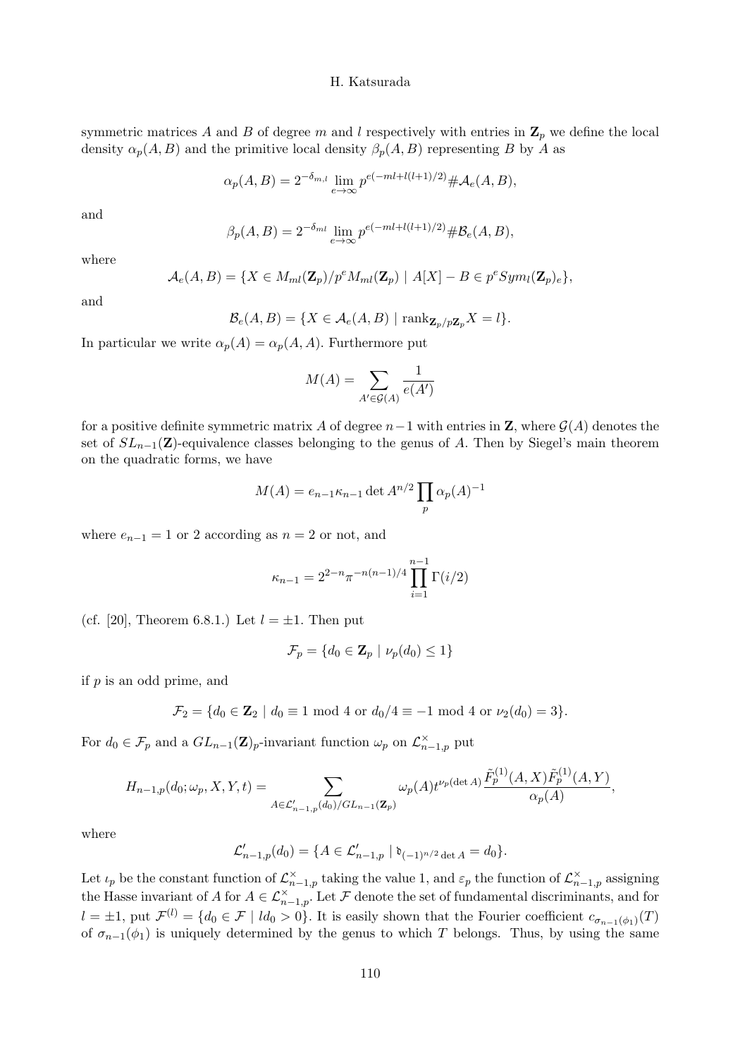symmetric matrices $A$ and $B$ of degree $m$ and $l$ respectively with entries in $\mathbf{Z}_p$ we define the local density $\alpha_p(A,B)$ and the primitive local density $\beta_p(A,B)$ representing $B$ by $A$ as

$$\alpha_p(A,B) = 2^{-\delta_{m,l}} \lim_{e\to\infty} p^{e(-ml+l(l+1)/2)} \# \mathcal{A}_e(A,B),$$

and

$$\beta_p(A,B) = 2^{-\delta_{ml}} \lim_{e\to\infty} p^{e(-ml+l(l+1)/2)} \# \mathcal{B}_e(A,B),$$

where

$$\mathcal{A}_e(A,B) = \{X \in M_{ml}(\mathbf{Z}_p)/p^e M_{ml}(\mathbf{Z}_p) \mid A[X] - B \in p^e Sym_l(\mathbf{Z}_p)_e\},$$

and

$$\mathcal{B}_e(A,B) = \{X \in \mathcal{A}_e(A,B) \mid \mathrm{rank}_{\mathbf{Z}_p/p\mathbf{Z}_p} X = l\}.$$

In particular we write $\alpha_p(A) = \alpha_p(A,A)$. Furthermore put

$$M(A) = \sum_{A' \in \mathcal{G}(A)} \frac{1}{e(A')}$$

for a positive definite symmetric matrix $A$ of degree $n-1$ with entries in $\mathbf{Z}$, where $\mathcal{G}(A)$ denotes the set of $SL_{n-1}(\mathbf{Z})$-equivalence classes belonging to the genus of $A$. Then by Siegel's main theorem on the quadratic forms, we have

$$M(A) = e_{n-1}\kappa_{n-1} \det A^{n/2} \prod_p \alpha_p(A)^{-1}$$

where $e_{n-1} = 1$ or $2$ according as $n = 2$ or not, and

$$\kappa_{n-1} = 2^{2-n}\pi^{-n(n-1)/4} \prod_{i=1}^{n-1} \Gamma(i/2)$$

(cf. [20], Theorem 6.8.1.) Let $l = \pm 1$. Then put

$$\mathcal{F}_p = \{d_0 \in \mathbf{Z}_p \mid \nu_p(d_0) \le 1\}$$

if $p$ is an odd prime, and

$$\mathcal{F}_2 = \{d_0 \in \mathbf{Z}_2 \mid d_0 \equiv 1 \bmod 4 \text{ or } d_0/4 \equiv -1 \bmod 4 \text{ or } \nu_2(d_0) = 3\}.$$

For $d_0 \in \mathcal{F}_p$ and a $GL_{n-1}(\mathbf{Z})_p$-invariant function $\omega_p$ on $\mathcal{L}^{\times}_{n-1,p}$ put

$$H_{n-1,p}(d_0;\omega_p,X,Y,t) = \sum_{A \in \mathcal{L}'_{n-1,p}(d_0)/GL_{n-1}(\mathbf{Z}_p)} \omega_p(A) t^{\nu_p(\det A)} \frac{\tilde{F}^{(1)}_p(A,X)\tilde{F}^{(1)}_p(A,Y)}{\alpha_p(A)},$$

where

$$\mathcal{L}'_{n-1,p}(d_0) = \{A \in \mathcal{L}'_{n-1,p} \mid \mathfrak{d}_{(-1)^{n/2}\det A} = d_0\}.$$

Let $\iota_p$ be the constant function of $\mathcal{L}^{\times}_{n-1,p}$ taking the value 1, and $\varepsilon_p$ the function of $\mathcal{L}^{\times}_{n-1,p}$ assigning the Hasse invariant of $A$ for $A \in \mathcal{L}^{\times}_{n-1,p}$. Let $\mathcal{F}$ denote the set of fundamental discriminants, and for $l = \pm 1$, put $\mathcal{F}^{(l)} = \{d_0 \in \mathcal{F} \mid ld_0 > 0\}$. It is easily shown that the Fourier coefficient $c_{\sigma_{n-1}(\phi_1)}(T)$ of $\sigma_{n-1}(\phi_1)$ is uniquely determined by the genus to which $T$ belongs. Thus, by using the same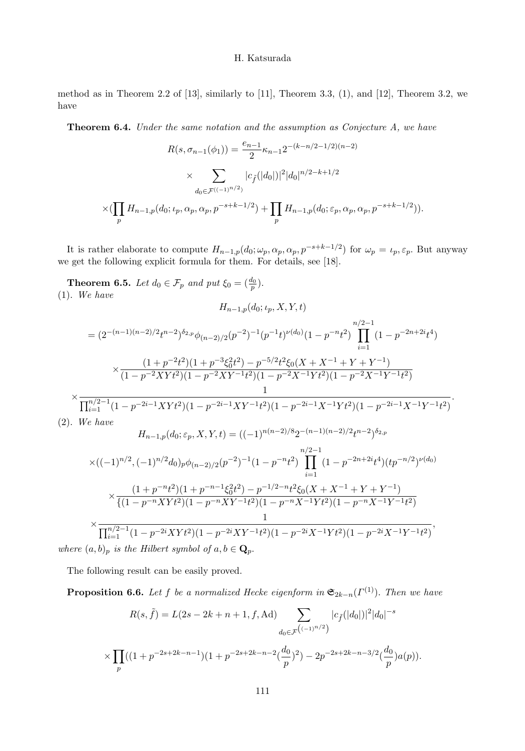method as in Theorem 2.2 of [13], similarly to [11], Theorem 3.3, (1), and [12], Theorem 3.2, we have

**Theorem 6.4.** *Under the same notation and the assumption as Conjecture A, we have*

$$R(s,\sigma_{n-1}(\phi_1)) = \frac{e_{n-1}}{2}\kappa_{n-1}2^{-(k-n/2-1/2)(n-2)}$$

$$\times \sum_{d_0 \in \mathcal{F}^{((-1)^{n/2})}} |c_{\tilde{f}}(|d_0|)|^2 |d_0|^{n/2-k+1/2}$$

$$\times (\prod_p H_{n-1,p}(d_0;\iota_p,\alpha_p,\alpha_p,p^{-s+k-1/2}) + \prod_p H_{n-1,p}(d_0;\varepsilon_p,\alpha_p,\alpha_p,p^{-s+k-1/2})).$$

It is rather elaborate to compute $H_{n-1,p}(d_0;\omega_p,\alpha_p,\alpha_p,p^{-s+k-1/2})$ for $\omega_p = \iota_p, \varepsilon_p$. But anyway we get the following explicit formula for them. For details, see [18].

**Theorem 6.5.** *Let $d_0 \in \mathcal{F}_p$ and put $\xi_0 = (\frac{d_0}{p})$.*
(1). *We have*

$$H_{n-1,p}(d_0;\iota_p,X,Y,t)$$

$$= (2^{-(n-1)(n-2)/2}t^{n-2})^{\delta_{2,p}}\phi_{(n-2)/2}(p^{-2})^{-1}(p^{-1}t)^{\nu(d_0)}(1-p^{-n}t^2)\prod_{i=1}^{n/2-1}(1-p^{-2n+2i}t^4)$$

$$\times \frac{(1+p^{-2}t^2)(1+p^{-3}\xi_0^2t^2) - p^{-5/2}t^2\xi_0(X+X^{-1}+Y+Y^{-1})}{(1-p^{-2}XYt^2)(1-p^{-2}XY^{-1}t^2)(1-p^{-2}X^{-1}Yt^2)(1-p^{-2}X^{-1}Y^{-1}t^2)}$$

$$\times \frac{1}{\prod_{i=1}^{n/2-1}(1-p^{-2i-1}XYt^2)(1-p^{-2i-1}XY^{-1}t^2)(1-p^{-2i-1}X^{-1}Yt^2)(1-p^{-2i-1}X^{-1}Y^{-1}t^2)}.$$

(2). *We have*

$$H_{n-1,p}(d_0;\varepsilon_p,X,Y,t) = ((-1)^{n(n-2)/8}2^{-(n-1)(n-2)/2}t^{n-2})^{\delta_{2,p}}$$

$$\times ((-1)^{n/2},(-1)^{n/2}d_0)_p\phi_{(n-2)/2}(p^{-2})^{-1}(1-p^{-n}t^2)\prod_{i=1}^{n/2-1}(1-p^{-2n+2i}t^4)(tp^{-n/2})^{\nu(d_0)}$$

$$\times \frac{(1+p^{-n}t^2)(1+p^{-n-1}\xi_0^2t^2) - p^{-1/2-n}t^2\xi_0(X+X^{-1}+Y+Y^{-1})}{\{(1-p^{-n}XYt^2)(1-p^{-n}XY^{-1}t^2)(1-p^{-n}X^{-1}Yt^2)(1-p^{-n}X^{-1}Y^{-1}t^2)}$$

$$\times \frac{1}{\prod_{i=1}^{n/2-1}(1-p^{-2i}XYt^2)(1-p^{-2i}XY^{-1}t^2)(1-p^{-2i}X^{-1}Yt^2)(1-p^{-2i}X^{-1}Y^{-1}t^2)},$$

*where $(a,b)_p$ is the Hilbert symbol of $a,b \in \mathbf{Q}_p$.*

The following result can be easily proved.

**Proposition 6.6.** *Let $f$ be a normalized Hecke eigenform in $\mathfrak{S}_{2k-n}(\Gamma^{(1)})$. Then we have*

$$R(s,\tilde{f}) = L(2s-2k+n+1,f,\mathrm{Ad}) \sum_{d_0 \in \mathcal{F}^{((-1)^{n/2})}} |c_{\tilde{f}}(|d_0|)|^2 |d_0|^{-s}$$

$$\times \prod_p ((1+p^{-2s+2k-n-1})(1+p^{-2s+2k-n-2}(\frac{d_0}{p})^2) - 2p^{-2s+2k-n-3/2}(\frac{d_0}{p})a(p)).$$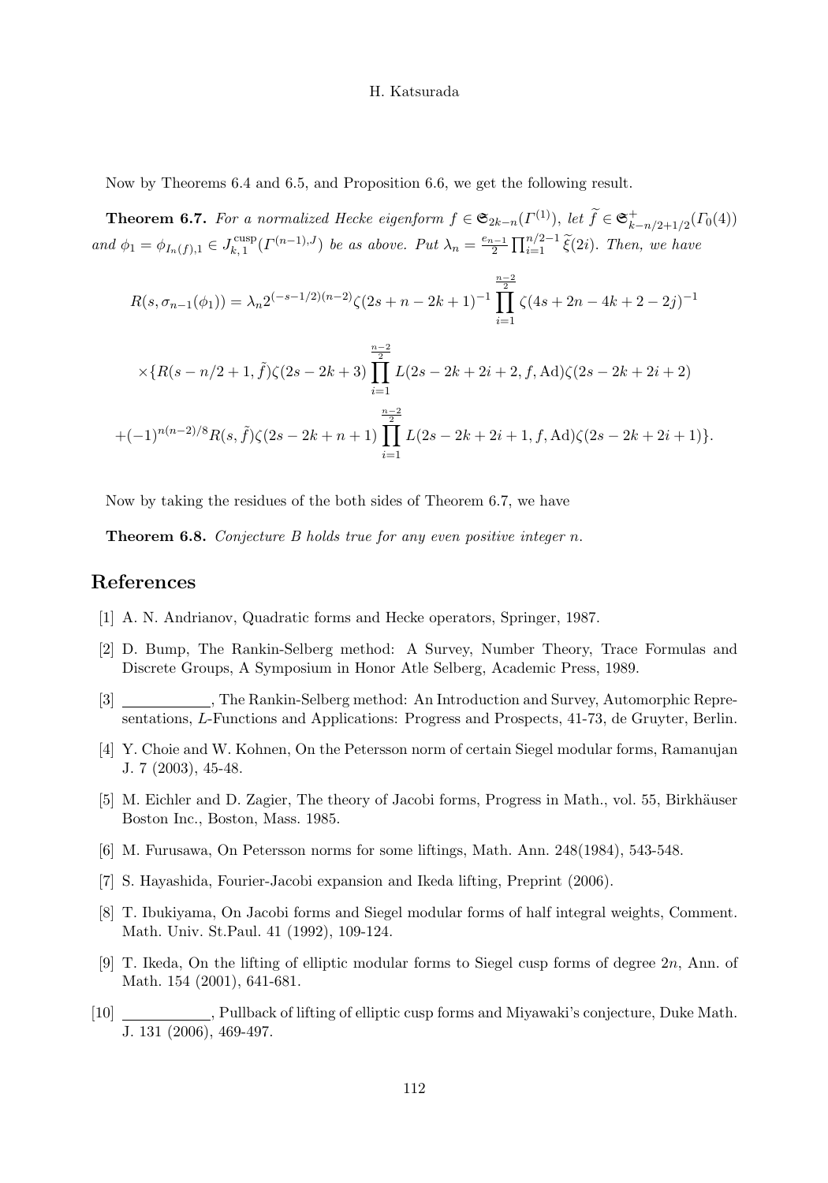Now by Theorems 6.4 and 6.5, and Proposition 6.6, we get the following result.

**Theorem 6.7.** *For a normalized Hecke eigenform $f \in \mathfrak{S}_{2k-n}(\Gamma^{(1)})$, let $\widetilde{f} \in \mathfrak{S}^+_{k-n/2+1/2}(\Gamma_0(4))$ and $\phi_1 = \phi_{I_n(f),1} \in J^{\mathrm{cusp}}_{k,1}(\Gamma^{(n-1),J})$ be as above. Put $\lambda_n = \frac{e_{n-1}}{2}\prod_{i=1}^{n/2-1}\widetilde{\xi}(2i)$. Then, we have*

$$R(s, \sigma_{n-1}(\phi_1)) = \lambda_n 2^{(-s-1/2)(n-2)}\zeta(2s+n-2k+1)^{-1}\prod_{i=1}^{\frac{n-2}{2}}\zeta(4s+2n-4k+2-2j)^{-1}$$

$$\times\{R(s-n/2+1, \tilde{f})\zeta(2s-2k+3)\prod_{i=1}^{\frac{n-2}{2}}L(2s-2k+2i+2, f, \mathrm{Ad})\zeta(2s-2k+2i+2)$$

$$+(-1)^{n(n-2)/8}R(s, \tilde{f})\zeta(2s-2k+n+1)\prod_{i=1}^{\frac{n-2}{2}}L(2s-2k+2i+1, f, \mathrm{Ad})\zeta(2s-2k+2i+1)\}.$$

Now by taking the residues of the both sides of Theorem 6.7, we have

**Theorem 6.8.** *Conjecture B holds true for any even positive integer $n$.*

# References

[1] A. N. Andrianov, Quadratic forms and Hecke operators, Springer, 1987.

[2] D. Bump, The Rankin-Selberg method: A Survey, Number Theory, Trace Formulas and Discrete Groups, A Symposium in Honor Atle Selberg, Academic Press, 1989.

[3] \_\_\_\_\_\_\_\_\_\_, The Rankin-Selberg method: An Introduction and Survey, Automorphic Representations, $L$-Functions and Applications: Progress and Prospects, 41-73, de Gruyter, Berlin.

[4] Y. Choie and W. Kohnen, On the Petersson norm of certain Siegel modular forms, Ramanujan J. 7 (2003), 45-48.

[5] M. Eichler and D. Zagier, The theory of Jacobi forms, Progress in Math., vol. 55, Birkhäuser Boston Inc., Boston, Mass. 1985.

[6] M. Furusawa, On Petersson norms for some liftings, Math. Ann. 248(1984), 543-548.

[7] S. Hayashida, Fourier-Jacobi expansion and Ikeda lifting, Preprint (2006).

[8] T. Ibukiyama, On Jacobi forms and Siegel modular forms of half integral weights, Comment. Math. Univ. St.Paul. 41 (1992), 109-124.

[9] T. Ikeda, On the lifting of elliptic modular forms to Siegel cusp forms of degree $2n$, Ann. of Math. 154 (2001), 641-681.

[10] \_\_\_\_\_\_\_\_\_\_, Pullback of lifting of elliptic cusp forms and Miyawaki's conjecture, Duke Math. J. 131 (2006), 469-497.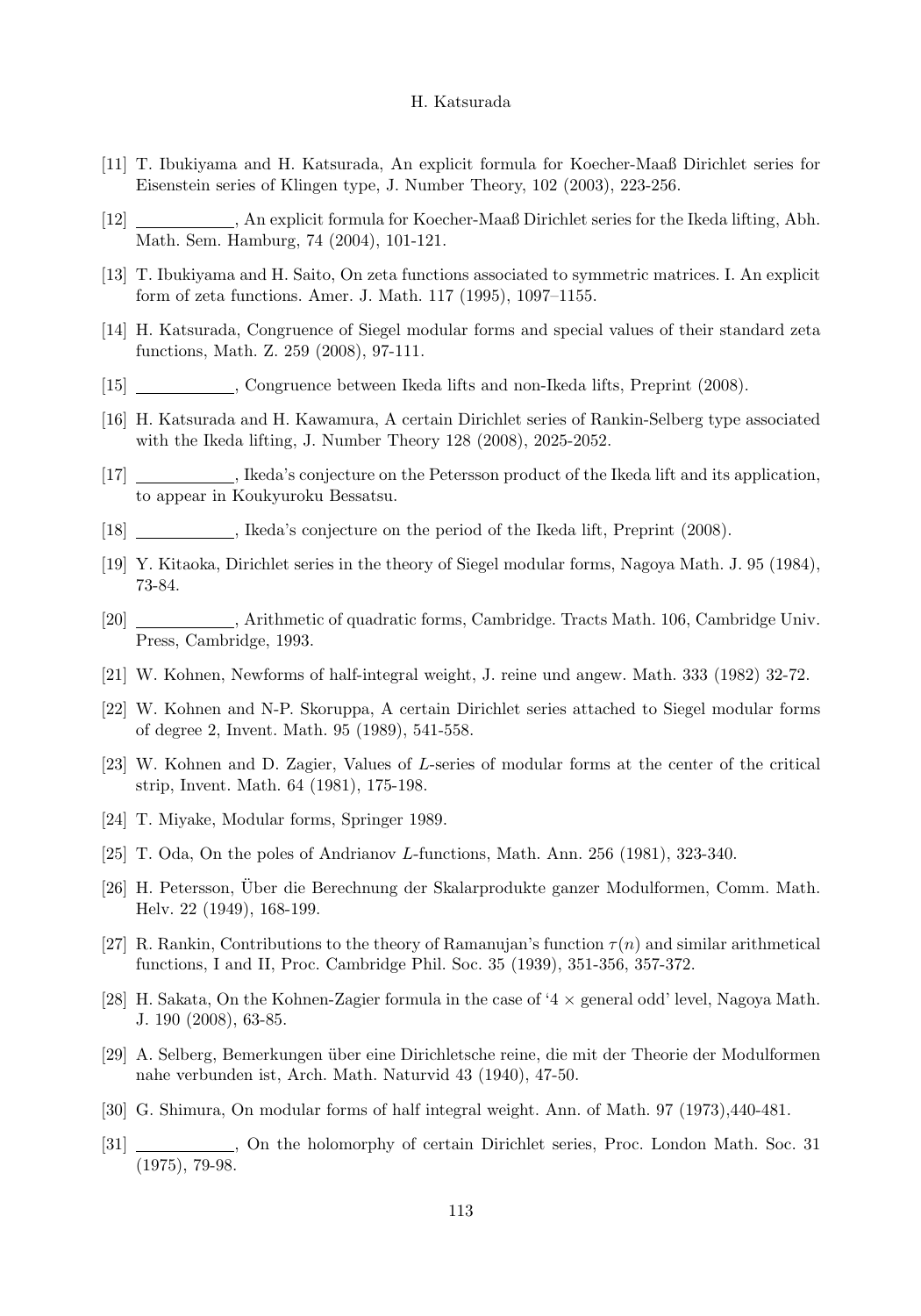[11] T. Ibukiyama and H. Katsurada, An explicit formula for Koecher-Maaß Dirichlet series for Eisenstein series of Klingen type, J. Number Theory, 102 (2003), 223-256.

[12] ___________, An explicit formula for Koecher-Maaß Dirichlet series for the Ikeda lifting, Abh. Math. Sem. Hamburg, 74 (2004), 101-121.

[13] T. Ibukiyama and H. Saito, On zeta functions associated to symmetric matrices. I. An explicit form of zeta functions. Amer. J. Math. 117 (1995), 1097–1155.

[14] H. Katsurada, Congruence of Siegel modular forms and special values of their standard zeta functions, Math. Z. 259 (2008), 97-111.

[15] ___________, Congruence between Ikeda lifts and non-Ikeda lifts, Preprint (2008).

[16] H. Katsurada and H. Kawamura, A certain Dirichlet series of Rankin-Selberg type associated with the Ikeda lifting, J. Number Theory 128 (2008), 2025-2052.

[17] ___________, Ikeda's conjecture on the Petersson product of the Ikeda lift and its application, to appear in Koukyuroku Bessatsu.

[18] ___________, Ikeda's conjecture on the period of the Ikeda lift, Preprint (2008).

[19] Y. Kitaoka, Dirichlet series in the theory of Siegel modular forms, Nagoya Math. J. 95 (1984), 73-84.

[20] ___________, Arithmetic of quadratic forms, Cambridge. Tracts Math. 106, Cambridge Univ. Press, Cambridge, 1993.

[21] W. Kohnen, Newforms of half-integral weight, J. reine und angew. Math. 333 (1982) 32-72.

[22] W. Kohnen and N-P. Skoruppa, A certain Dirichlet series attached to Siegel modular forms of degree 2, Invent. Math. 95 (1989), 541-558.

[23] W. Kohnen and D. Zagier, Values of $L$-series of modular forms at the center of the critical strip, Invent. Math. 64 (1981), 175-198.

[24] T. Miyake, Modular forms, Springer 1989.

[25] T. Oda, On the poles of Andrianov $L$-functions, Math. Ann. 256 (1981), 323-340.

[26] H. Petersson, Über die Berechnung der Skalarprodukte ganzer Modulformen, Comm. Math. Helv. 22 (1949), 168-199.

[27] R. Rankin, Contributions to the theory of Ramanujan's function $\tau(n)$ and similar arithmetical functions, I and II, Proc. Cambridge Phil. Soc. 35 (1939), 351-356, 357-372.

[28] H. Sakata, On the Kohnen-Zagier formula in the case of '4 $\times$ general odd' level, Nagoya Math. J. 190 (2008), 63-85.

[29] A. Selberg, Bemerkungen über eine Dirichletsche reine, die mit der Theorie der Modulformen nahe verbunden ist, Arch. Math. Naturvid 43 (1940), 47-50.

[30] G. Shimura, On modular forms of half integral weight. Ann. of Math. 97 (1973),440-481.

[31] ___________, On the holomorphy of certain Dirichlet series, Proc. London Math. Soc. 31 (1975), 79-98.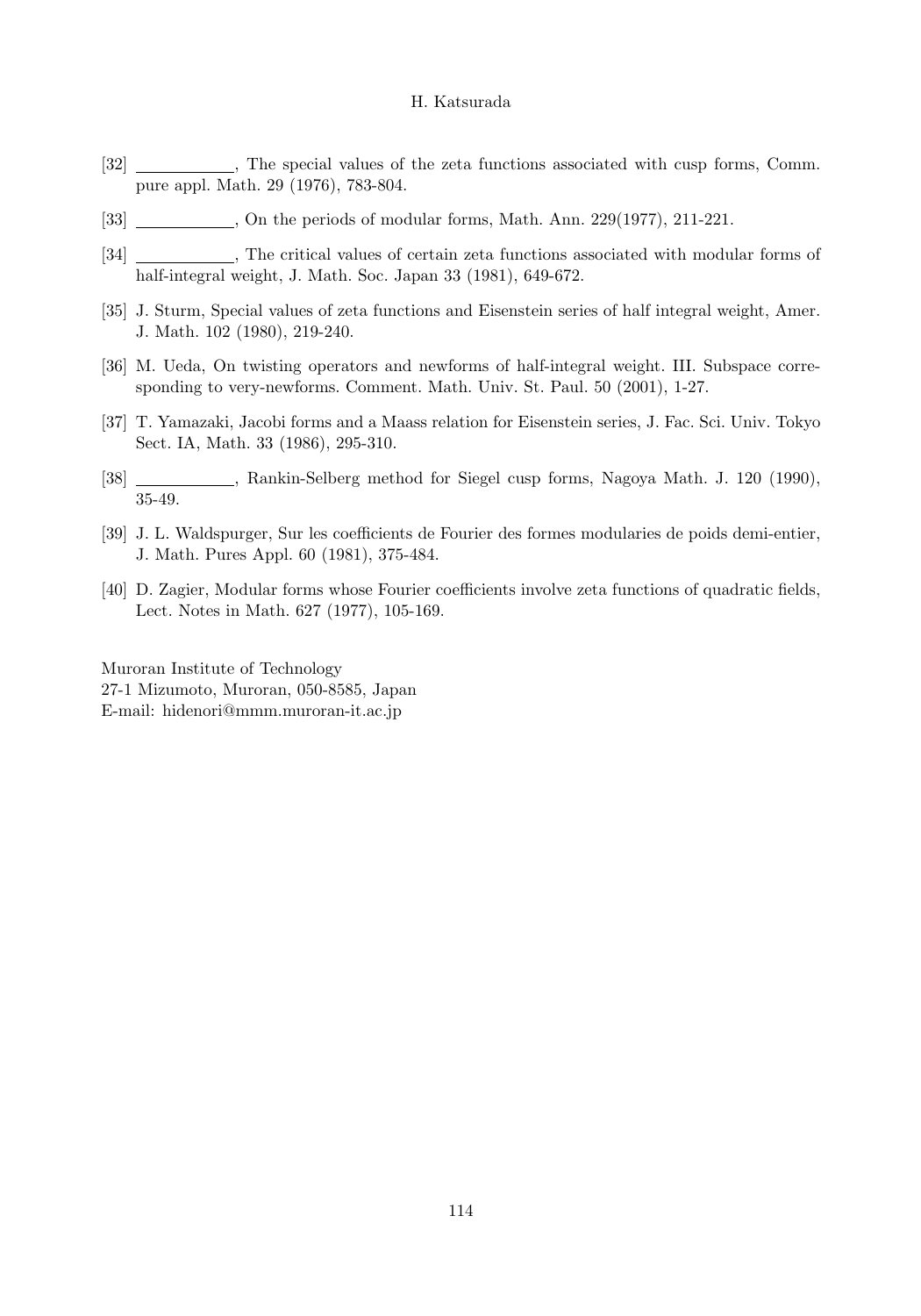[32] ———, The special values of the zeta functions associated with cusp forms, Comm. pure appl. Math. 29 (1976), 783-804.

[33] ———, On the periods of modular forms, Math. Ann. 229(1977), 211-221.

[34] ———, The critical values of certain zeta functions associated with modular forms of half-integral weight, J. Math. Soc. Japan 33 (1981), 649-672.

[35] J. Sturm, Special values of zeta functions and Eisenstein series of half integral weight, Amer. J. Math. 102 (1980), 219-240.

[36] M. Ueda, On twisting operators and newforms of half-integral weight. III. Subspace corresponding to very-newforms. Comment. Math. Univ. St. Paul. 50 (2001), 1-27.

[37] T. Yamazaki, Jacobi forms and a Maass relation for Eisenstein series, J. Fac. Sci. Univ. Tokyo Sect. IA, Math. 33 (1986), 295-310.

[38] ———, Rankin-Selberg method for Siegel cusp forms, Nagoya Math. J. 120 (1990), 35-49.

[39] J. L. Waldspurger, Sur les coefficients de Fourier des formes modularies de poids demi-entier, J. Math. Pures Appl. 60 (1981), 375-484.

[40] D. Zagier, Modular forms whose Fourier coefficients involve zeta functions of quadratic fields, Lect. Notes in Math. 627 (1977), 105-169.

Muroran Institute of Technology
27-1 Mizumoto, Muroran, 050-8585, Japan
E-mail: hidenori@mmm.muroran-it.ac.jp